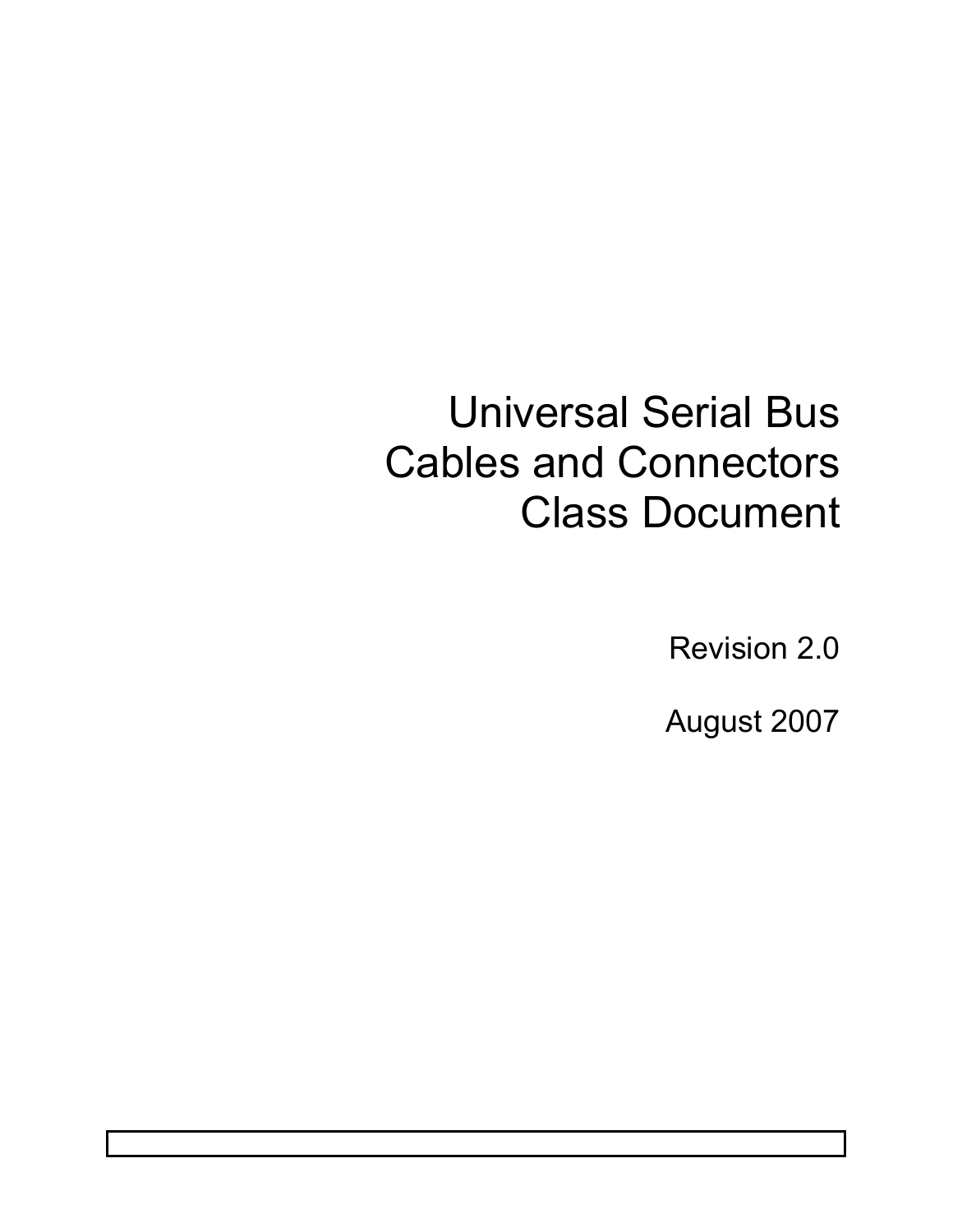# Universal Serial Bus Cables and Connectors Class Document

Revision 2.0

August 2007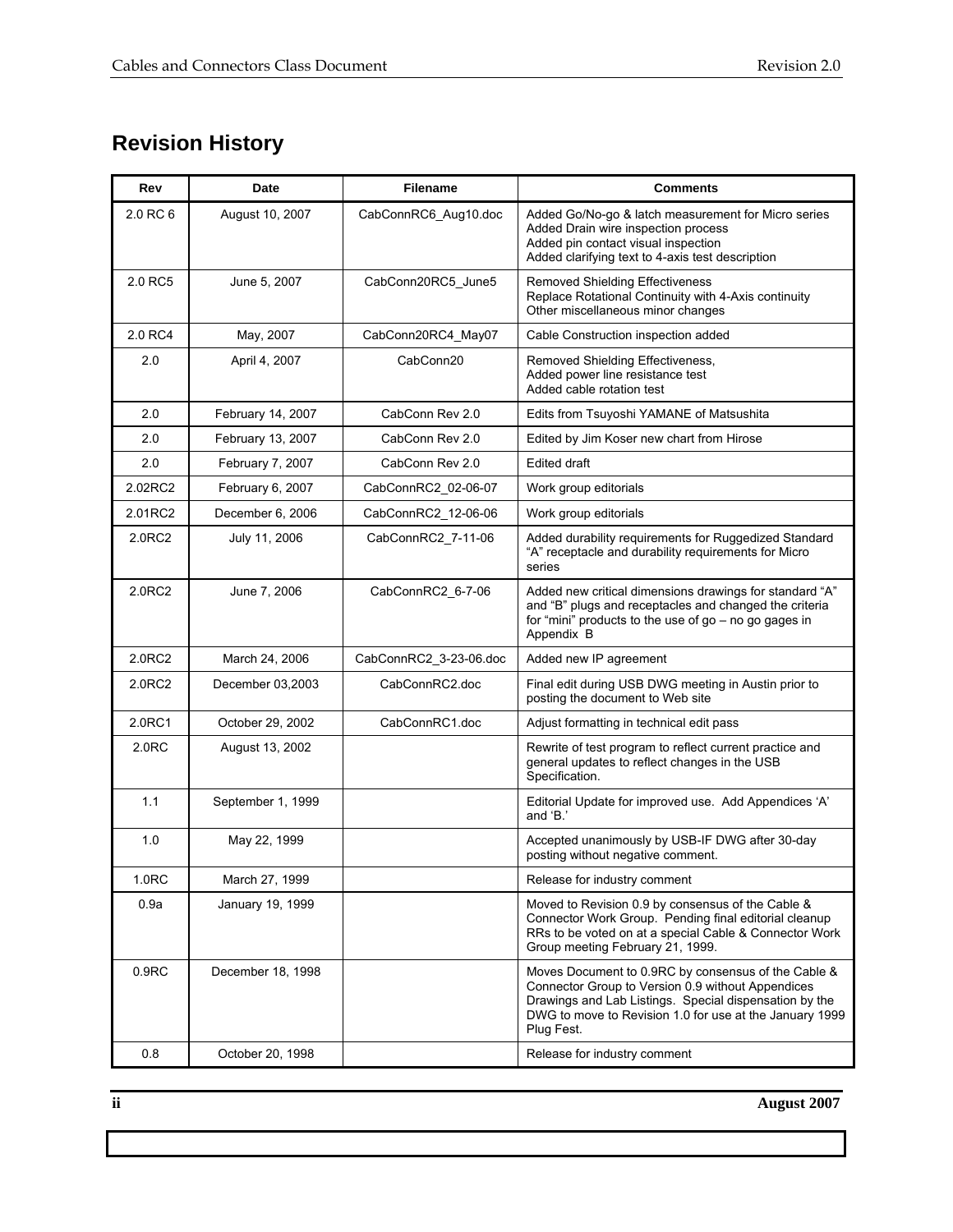## Revision History

| Rev | Date | Filename | Comments |
|---|---|---|---|
| 2.0 RC 6 | August 10, 2007 | CabConnRC6_Aug10.doc | Added Go/No-go & latch measurement for Micro series<br>Added Drain wire inspection process<br>Added pin contact visual inspection<br>Added clarifying text to 4-axis test description |
| 2.0 RC5 | June 5, 2007 | CabConn20RC5_June5 | Removed Shielding Effectiveness<br>Replace Rotational Continuity with 4-Axis continuity<br>Other miscellaneous minor changes |
| 2.0 RC4 | May, 2007 | CabConn20RC4_May07 | Cable Construction inspection added |
| 2.0 | April 4, 2007 | CabConn20 | Removed Shielding Effectiveness,<br>Added power line resistance test<br>Added cable rotation test |
| 2.0 | February 14, 2007 | CabConn Rev 2.0 | Edits from Tsuyoshi YAMANE of Matsushita |
| 2.0 | February 13, 2007 | CabConn Rev 2.0 | Edited by Jim Koser new chart from Hirose |
| 2.0 | February 7, 2007 | CabConn Rev 2.0 | Edited draft |
| 2.02RC2 | February 6, 2007 | CabConnRC2_02-06-07 | Work group editorials |
| 2.01RC2 | December 6, 2006 | CabConnRC2_12-06-06 | Work group editorials |
| 2.0RC2 | July 11, 2006 | CabConnRC2_7-11-06 | Added durability requirements for Ruggedized Standard "A" receptacle and durability requirements for Micro series |
| 2.0RC2 | June 7, 2006 | CabConnRC2_6-7-06 | Added new critical dimensions drawings for standard "A" and "B" plugs and receptacles and changed the criteria for "mini" products to the use of go – no go gages in Appendix B |
| 2.0RC2 | March 24, 2006 | CabConnRC2_3-23-06.doc | Added new IP agreement |
| 2.0RC2 | December 03,2003 | CabConnRC2.doc | Final edit during USB DWG meeting in Austin prior to posting the document to Web site |
| 2.0RC1 | October 29, 2002 | CabConnRC1.doc | Adjust formatting in technical edit pass |
| 2.0RC | August 13, 2002 | | Rewrite of test program to reflect current practice and general updates to reflect changes in the USB Specification. |
| 1.1 | September 1, 1999 | | Editorial Update for improved use. Add Appendices 'A' and 'B.' |
| 1.0 | May 22, 1999 | | Accepted unanimously by USB-IF DWG after 30-day posting without negative comment. |
| 1.0RC | March 27, 1999 | | Release for industry comment |
| 0.9a | January 19, 1999 | | Moved to Revision 0.9 by consensus of the Cable & Connector Work Group. Pending final editorial cleanup RRs to be voted on at a special Cable & Connector Work Group meeting February 21, 1999. |
| 0.9RC | December 18, 1998 | | Moves Document to 0.9RC by consensus of the Cable & Connector Group to Version 0.9 without Appendices Drawings and Lab Listings. Special dispensation by the DWG to move to Revision 1.0 for use at the January 1999 Plug Fest. |
| 0.8 | October 20, 1998 | | Release for industry comment |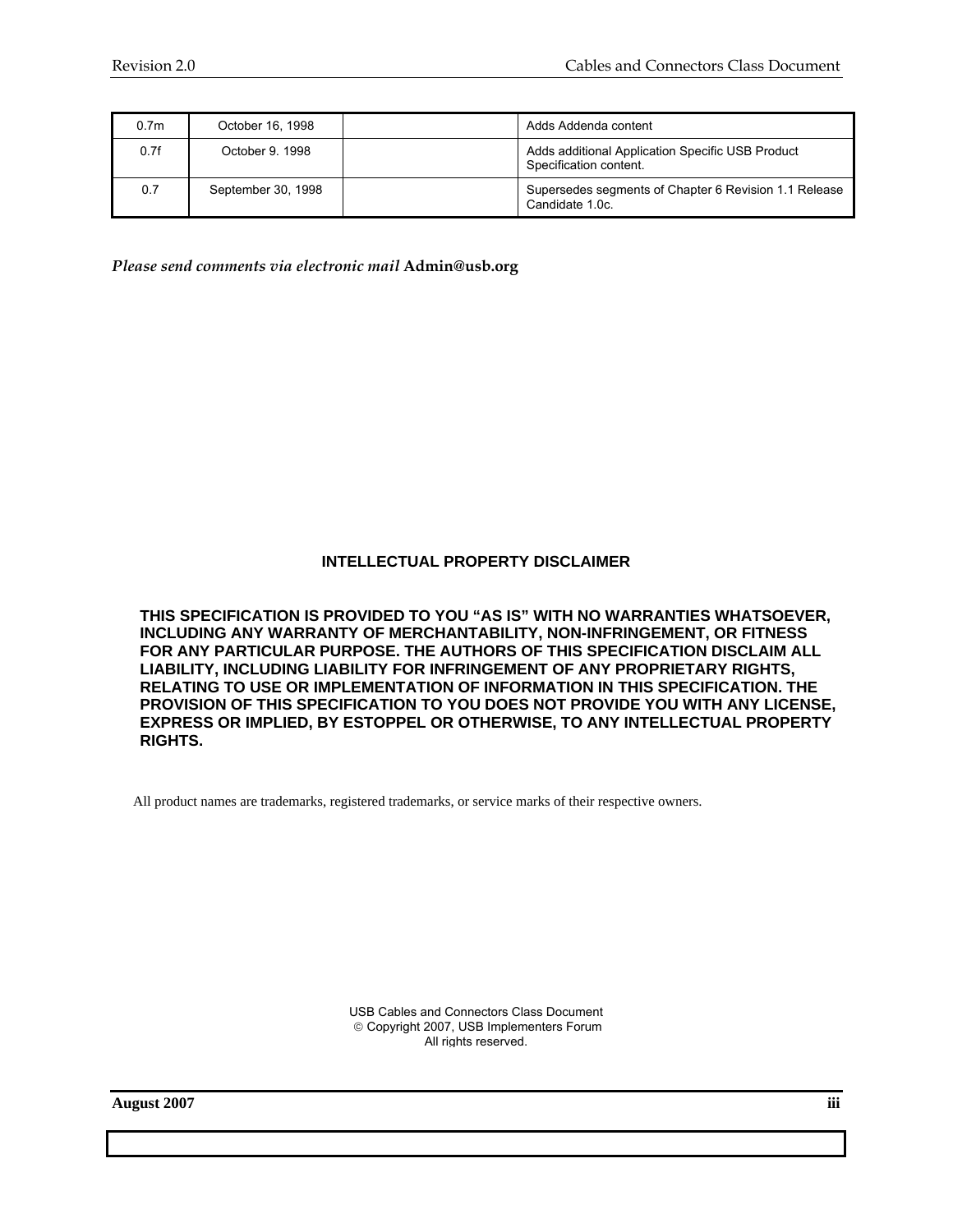| | | | |
|---|---|---|---|
| 0.7m | October 16, 1998 | | Adds Addenda content |
| 0.7f | October 9. 1998 | | Adds additional Application Specific USB Product Specification content. |
| 0.7 | September 30, 1998 | | Supersedes segments of Chapter 6 Revision 1.1 Release Candidate 1.0c. |

*Please send comments via electronic mail* **Admin@usb.org**

**INTELLECTUAL PROPERTY DISCLAIMER**

**THIS SPECIFICATION IS PROVIDED TO YOU "AS IS" WITH NO WARRANTIES WHATSOEVER, INCLUDING ANY WARRANTY OF MERCHANTABILITY, NON-INFRINGEMENT, OR FITNESS FOR ANY PARTICULAR PURPOSE. THE AUTHORS OF THIS SPECIFICATION DISCLAIM ALL LIABILITY, INCLUDING LIABILITY FOR INFRINGEMENT OF ANY PROPRIETARY RIGHTS, RELATING TO USE OR IMPLEMENTATION OF INFORMATION IN THIS SPECIFICATION. THE PROVISION OF THIS SPECIFICATION TO YOU DOES NOT PROVIDE YOU WITH ANY LICENSE, EXPRESS OR IMPLIED, BY ESTOPPEL OR OTHERWISE, TO ANY INTELLECTUAL PROPERTY RIGHTS.**

All product names are trademarks, registered trademarks, or service marks of their respective owners.

USB Cables and Connectors Class Document
© Copyright 2007, USB Implementers Forum
All rights reserved.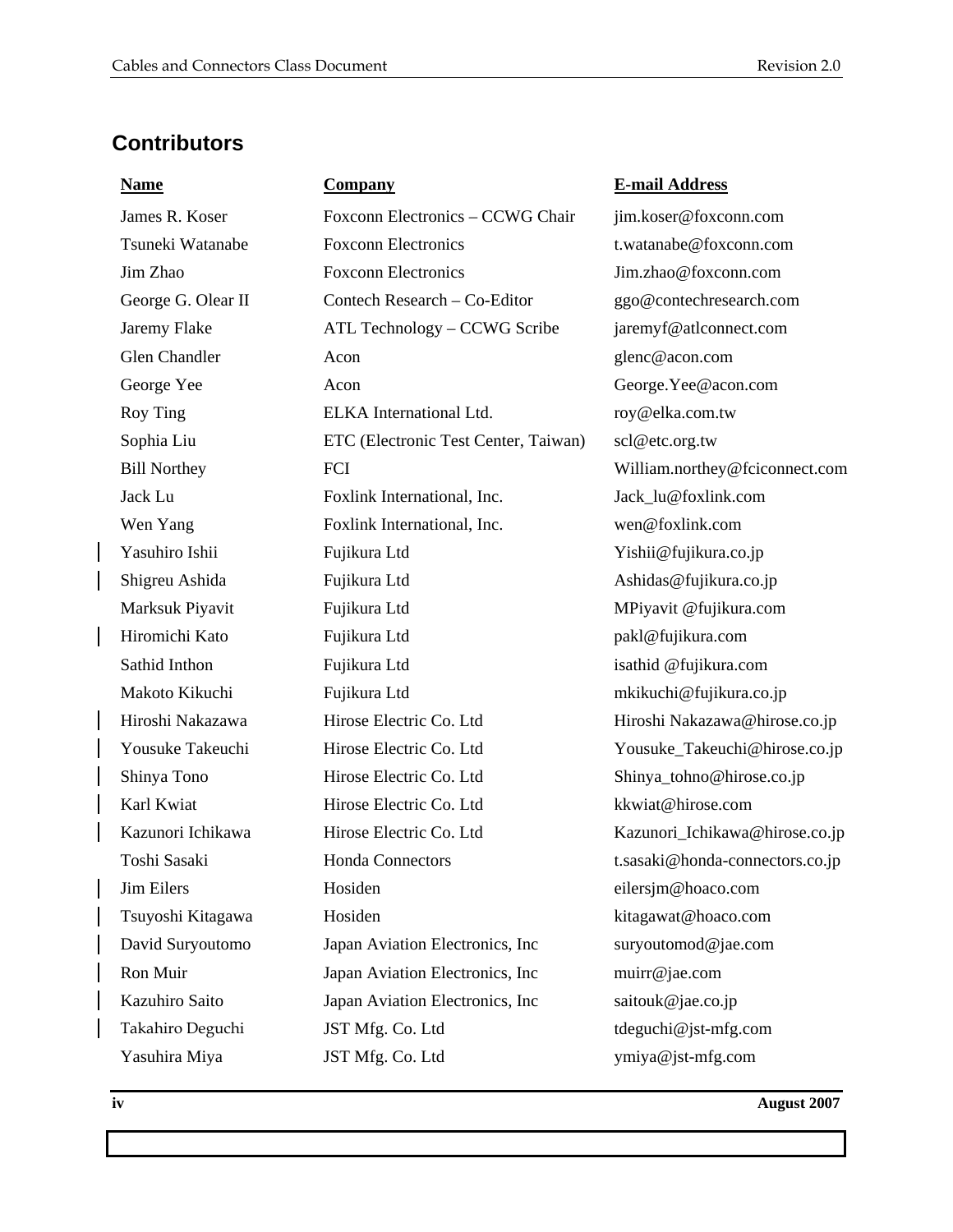## Contributors

| Name | Company | E-mail Address |
|---|---|---|
| James R. Koser | Foxconn Electronics – CCWG Chair | jim.koser@foxconn.com |
| Tsuneki Watanabe | Foxconn Electronics | t.watanabe@foxconn.com |
| Jim Zhao | Foxconn Electronics | Jim.zhao@foxconn.com |
| George G. Olear II | Contech Research – Co-Editor | ggo@contechresearch.com |
| Jaremy Flake | ATL Technology – CCWG Scribe | jaremyf@atlconnect.com |
| Glen Chandler | Acon | glenc@acon.com |
| George Yee | Acon | George.Yee@acon.com |
| Roy Ting | ELKA International Ltd. | roy@elka.com.tw |
| Sophia Liu | ETC (Electronic Test Center, Taiwan) | scl@etc.org.tw |
| Bill Northey | FCI | William.northey@fciconnect.com |
| Jack Lu | Foxlink International, Inc. | Jack_lu@foxlink.com |
| Wen Yang | Foxlink International, Inc. | wen@foxlink.com |
| Yasuhiro Ishii | Fujikura Ltd | Yishii@fujikura.co.jp |
| Shigreu Ashida | Fujikura Ltd | Ashidas@fujikura.co.jp |
| Marksuk Piyavit | Fujikura Ltd | MPiyavit @fujikura.com |
| Hiromichi Kato | Fujikura Ltd | pakl@fujikura.com |
| Sathid Inthon | Fujikura Ltd | isathid @fujikura.com |
| Makoto Kikuchi | Fujikura Ltd | mkikuchi@fujikura.co.jp |
| Hiroshi Nakazawa | Hirose Electric Co. Ltd | Hiroshi Nakazawa@hirose.co.jp |
| Yousuke Takeuchi | Hirose Electric Co. Ltd | Yousuke_Takeuchi@hirose.co.jp |
| Shinya Tono | Hirose Electric Co. Ltd | Shinya_tohno@hirose.co.jp |
| Karl Kwiat | Hirose Electric Co. Ltd | kkwiat@hirose.com |
| Kazunori Ichikawa | Hirose Electric Co. Ltd | Kazunori_Ichikawa@hirose.co.jp |
| Toshi Sasaki | Honda Connectors | t.sasaki@honda-connectors.co.jp |
| Jim Eilers | Hosiden | eilersjm@hoaco.com |
| Tsuyoshi Kitagawa | Hosiden | kitagawat@hoaco.com |
| David Suryoutomo | Japan Aviation Electronics, Inc | suryoutomod@jae.com |
| Ron Muir | Japan Aviation Electronics, Inc | muirr@jae.com |
| Kazuhiro Saito | Japan Aviation Electronics, Inc | saitouk@jae.co.jp |
| Takahiro Deguchi | JST Mfg. Co. Ltd | tdeguchi@jst-mfg.com |
| Yasuhira Miya | JST Mfg. Co. Ltd | ymiya@jst-mfg.com |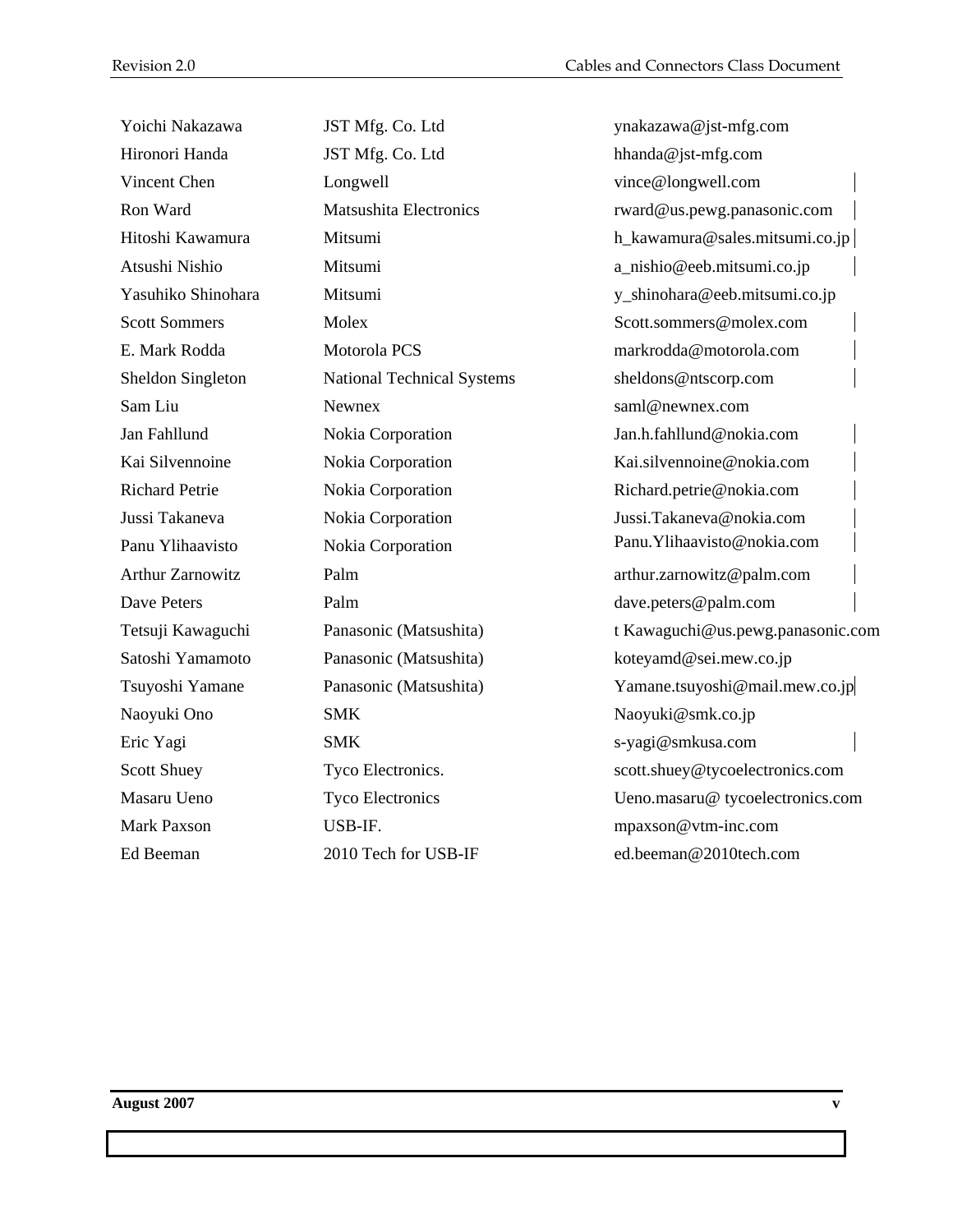| | | |
|---|---|---|
| Yoichi Nakazawa | JST Mfg. Co. Ltd | ynakazawa@jst-mfg.com |
| Hironori Handa | JST Mfg. Co. Ltd | hhanda@jst-mfg.com |
| Vincent Chen | Longwell | vince@longwell.com |
| Ron Ward | Matsushita Electronics | rward@us.pewg.panasonic.com |
| Hitoshi Kawamura | Mitsumi | h_kawamura@sales.mitsumi.co.jp |
| Atsushi Nishio | Mitsumi | a_nishio@eeb.mitsumi.co.jp |
| Yasuhiko Shinohara | Mitsumi | y_shinohara@eeb.mitsumi.co.jp |
| Scott Sommers | Molex | Scott.sommers@molex.com |
| E. Mark Rodda | Motorola PCS | markrodda@motorola.com |
| Sheldon Singleton | National Technical Systems | sheldons@ntscorp.com |
| Sam Liu | Newnex | saml@newnex.com |
| Jan Fahllund | Nokia Corporation | Jan.h.fahllund@nokia.com |
| Kai Silvennoine | Nokia Corporation | Kai.silvennoine@nokia.com |
| Richard Petrie | Nokia Corporation | Richard.petrie@nokia.com |
| Jussi Takaneva | Nokia Corporation | Jussi.Takaneva@nokia.com |
| Panu Ylihaavisto | Nokia Corporation | Panu.Ylihaavisto@nokia.com |
| Arthur Zarnowitz | Palm | arthur.zarnowitz@palm.com |
| Dave Peters | Palm | dave.peters@palm.com |
| Tetsuji Kawaguchi | Panasonic (Matsushita) | t Kawaguchi@us.pewg.panasonic.com |
| Satoshi Yamamoto | Panasonic (Matsushita) | koteyamd@sei.mew.co.jp |
| Tsuyoshi Yamane | Panasonic (Matsushita) | Yamane.tsuyoshi@mail.mew.co.jp |
| Naoyuki Ono | SMK | Naoyuki@smk.co.jp |
| Eric Yagi | SMK | s-yagi@smkusa.com |
| Scott Shuey | Tyco Electronics. | scott.shuey@tycoelectronics.com |
| Masaru Ueno | Tyco Electronics | Ueno.masaru@ tycoelectronics.com |
| Mark Paxson | USB-IF. | mpaxson@vtm-inc.com |
| Ed Beeman | 2010 Tech for USB-IF | ed.beeman@2010tech.com |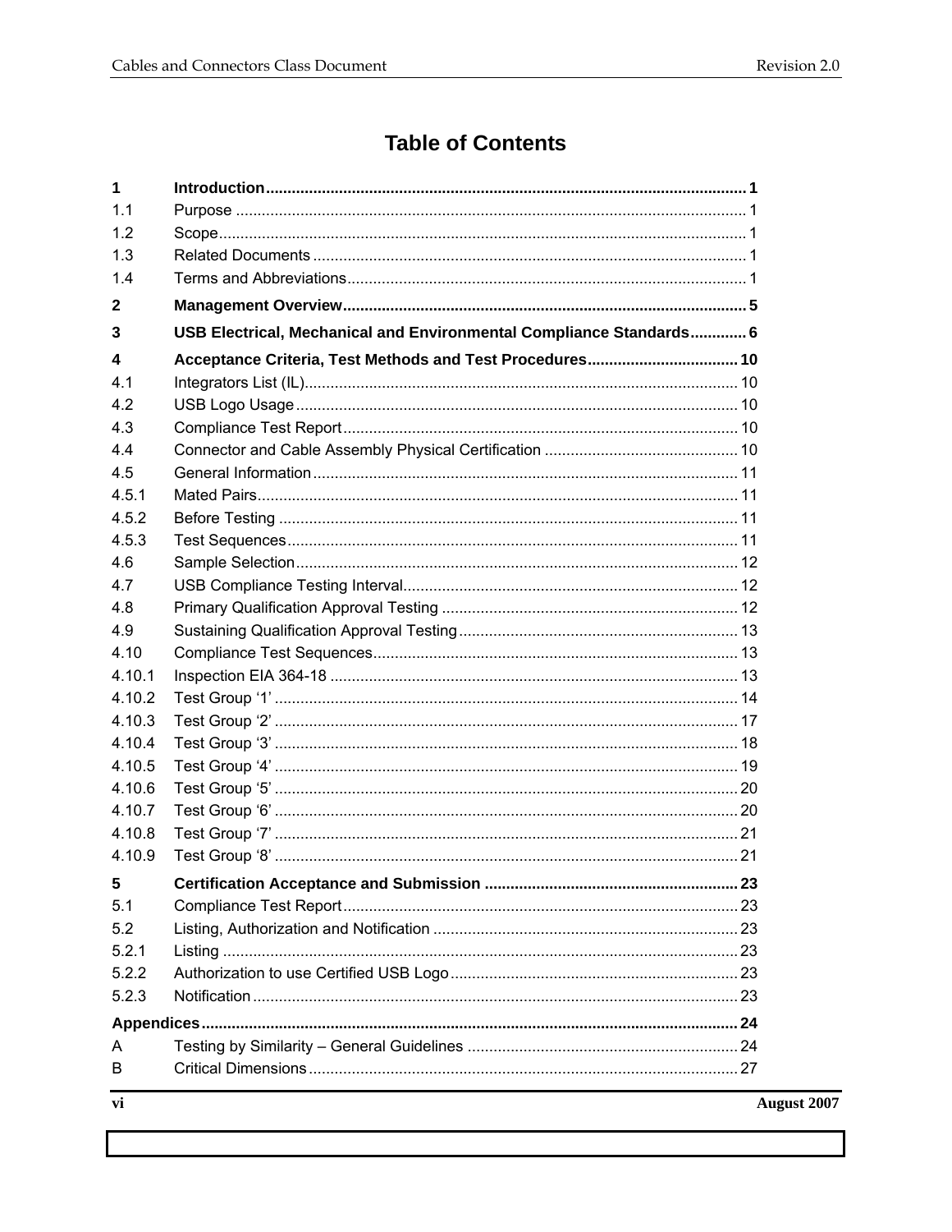# Table of Contents

| | | |
|---|---|---|
| **1** | **Introduction** | **1** |
| 1.1 | Purpose | 1 |
| 1.2 | Scope | 1 |
| 1.3 | Related Documents | 1 |
| 1.4 | Terms and Abbreviations | 1 |
| **2** | **Management Overview** | **5** |
| **3** | **USB Electrical, Mechanical and Environmental Compliance Standards** | **6** |
| **4** | **Acceptance Criteria, Test Methods and Test Procedures** | **10** |
| 4.1 | Integrators List (IL) | 10 |
| 4.2 | USB Logo Usage | 10 |
| 4.3 | Compliance Test Report | 10 |
| 4.4 | Connector and Cable Assembly Physical Certification | 10 |
| 4.5 | General Information | 11 |
| 4.5.1 | Mated Pairs | 11 |
| 4.5.2 | Before Testing | 11 |
| 4.5.3 | Test Sequences | 11 |
| 4.6 | Sample Selection | 12 |
| 4.7 | USB Compliance Testing Interval | 12 |
| 4.8 | Primary Qualification Approval Testing | 12 |
| 4.9 | Sustaining Qualification Approval Testing | 13 |
| 4.10 | Compliance Test Sequences | 13 |
| 4.10.1 | Inspection EIA 364-18 | 13 |
| 4.10.2 | Test Group ‘1’ | 14 |
| 4.10.3 | Test Group ‘2’ | 17 |
| 4.10.4 | Test Group ‘3’ | 18 |
| 4.10.5 | Test Group ‘4’ | 19 |
| 4.10.6 | Test Group ‘5’ | 20 |
| 4.10.7 | Test Group ‘6’ | 20 |
| 4.10.8 | Test Group ‘7’ | 21 |
| 4.10.9 | Test Group ‘8’ | 21 |
| **5** | **Certification Acceptance and Submission** | **23** |
| 5.1 | Compliance Test Report | 23 |
| 5.2 | Listing, Authorization and Notification | 23 |
| 5.2.1 | Listing | 23 |
| 5.2.2 | Authorization to use Certified USB Logo | 23 |
| 5.2.3 | Notification | 23 |
| **Appendices** | | **24** |
| A | Testing by Similarity – General Guidelines | 24 |
| B | Critical Dimensions | 27 |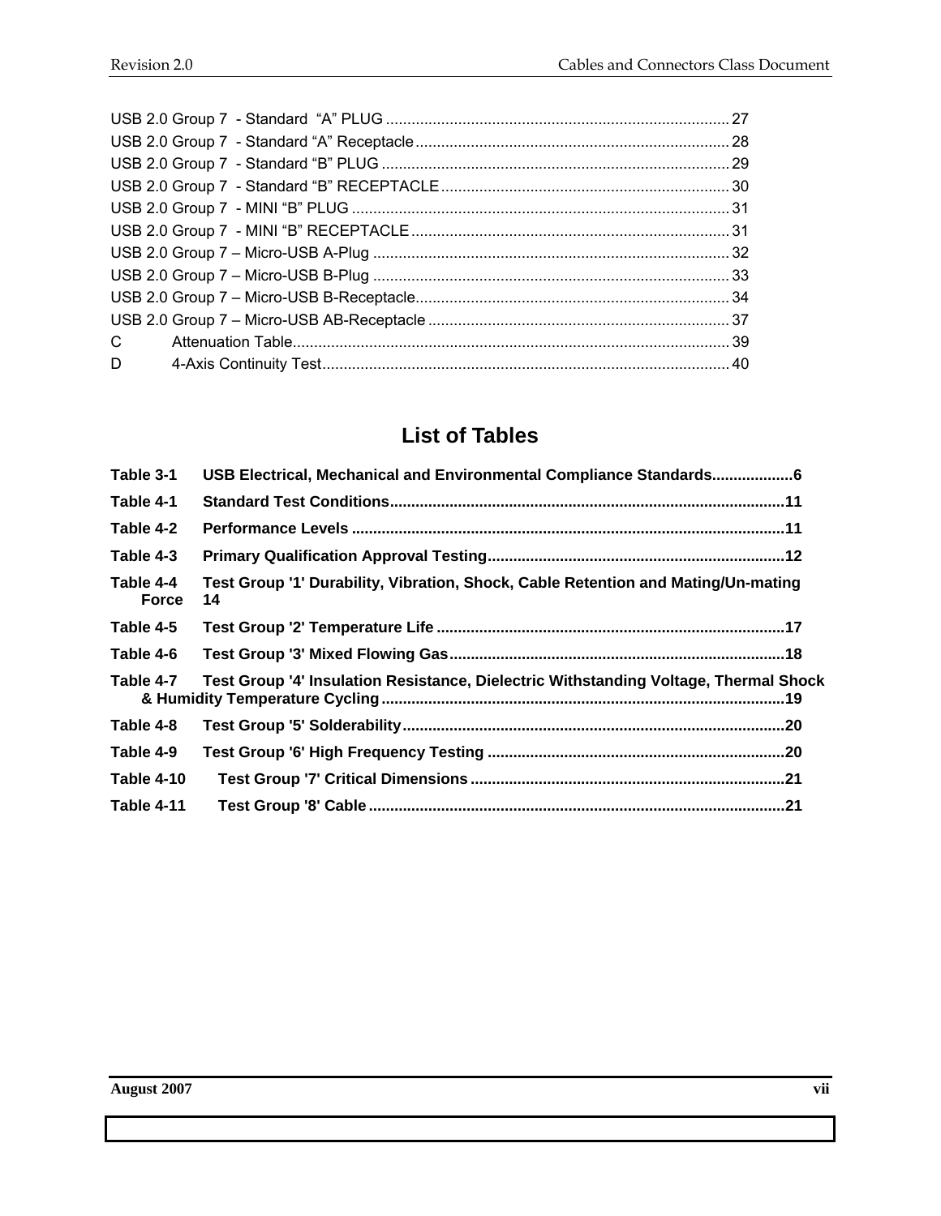USB 2.0 Group 7 - Standard "A" PLUG ............................................................................ 27
USB 2.0 Group 7 - Standard "A" Receptacle ..................................................................... 28
USB 2.0 Group 7 - Standard "B" PLUG ............................................................................ 29
USB 2.0 Group 7 - Standard "B" RECEPTACLE ............................................................... 30
USB 2.0 Group 7 - MINI "B" PLUG ................................................................................... 31
USB 2.0 Group 7 - MINI "B" RECEPTACLE ...................................................................... 31
USB 2.0 Group 7 – Micro-USB A-Plug ............................................................................... 32
USB 2.0 Group 7 – Micro-USB B-Plug ............................................................................... 33
USB 2.0 Group 7 – Micro-USB B-Receptacle..................................................................... 34
USB 2.0 Group 7 – Micro-USB AB-Receptacle .................................................................. 37
C Attenuation Table.................................................................................................. 39
D 4-Axis Continuity Test........................................................................................... 40

## List of Tables

**Table 3-1 USB Electrical, Mechanical and Environmental Compliance Standards...................6**

**Table 4-1 Standard Test Conditions.............................................................................................11**

**Table 4-2 Performance Levels .....................................................................................................11**

**Table 4-3 Primary Qualification Approval Testing.....................................................................12**

**Table 4-4 Test Group '1' Durability, Vibration, Shock, Cable Retention and Mating/Un-mating Force 14**

**Table 4-5 Test Group '2' Temperature Life .................................................................................17**

**Table 4-6 Test Group '3' Mixed Flowing Gas..............................................................................18**

**Table 4-7 Test Group '4' Insulation Resistance, Dielectric Withstanding Voltage, Thermal Shock & Humidity Temperature Cycling..............................................................................................19**

**Table 4-8 Test Group '5' Solderability.........................................................................................20**

**Table 4-9 Test Group '6' High Frequency Testing .....................................................................20**

**Table 4-10 Test Group '7' Critical Dimensions .........................................................................21**

**Table 4-11 Test Group '8' Cable ................................................................................................21**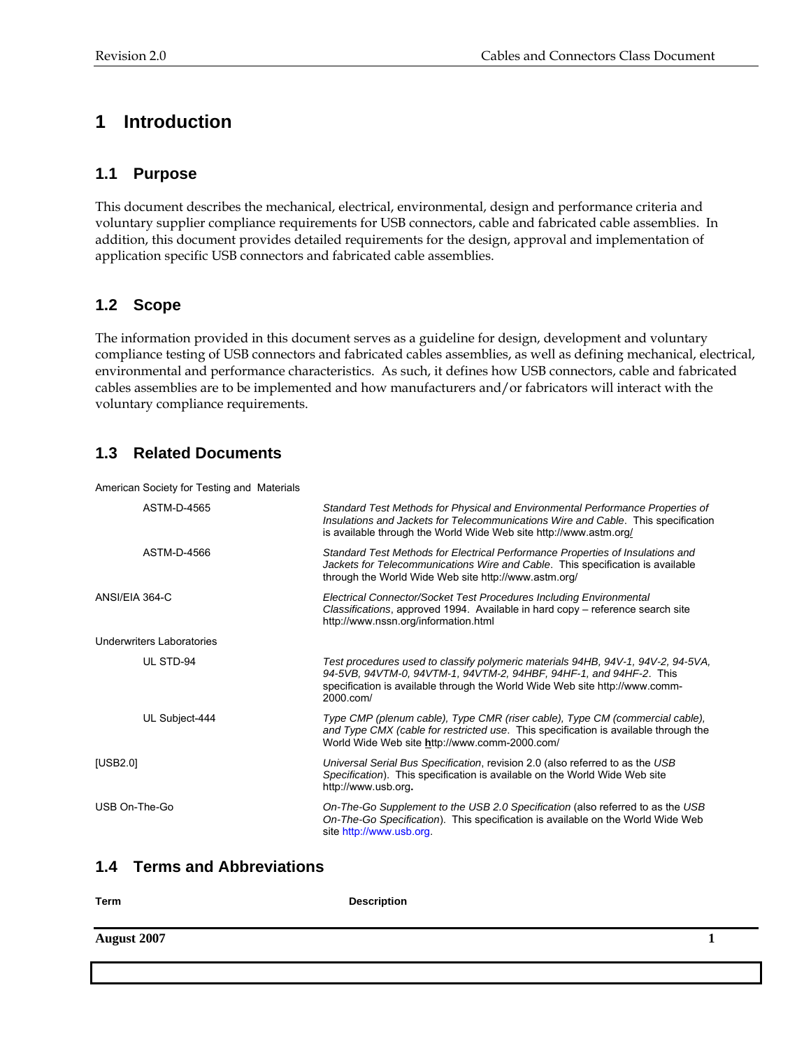# 1 Introduction

## 1.1 Purpose

This document describes the mechanical, electrical, environmental, design and performance criteria and voluntary supplier compliance requirements for USB connectors, cable and fabricated cable assemblies. In addition, this document provides detailed requirements for the design, approval and implementation of application specific USB connectors and fabricated cable assemblies.

## 1.2 Scope

The information provided in this document serves as a guideline for design, development and voluntary compliance testing of USB connectors and fabricated cables assemblies, as well as defining mechanical, electrical, environmental and performance characteristics. As such, it defines how USB connectors, cable and fabricated cables assemblies are to be implemented and how manufacturers and/or fabricators will interact with the voluntary compliance requirements.

## 1.3 Related Documents

American Society for Testing and Materials

| | |
|---|---|
| ASTM-D-4565 | *Standard Test Methods for Physical and Environmental Performance Properties of Insulations and Jackets for Telecommunications Wire and Cable*. This specification is available through the World Wide Web site http://www.astm.org/ |
| ASTM-D-4566 | *Standard Test Methods for Electrical Performance Properties of Insulations and Jackets for Telecommunications Wire and Cable*. This specification is available through the World Wide Web site http://www.astm.org/ |
| ANSI/EIA 364-C | *Electrical Connector/Socket Test Procedures Including Environmental Classifications*, approved 1994. Available in hard copy – reference search site http://www.nssn.org/information.html |

Underwriters Laboratories

| | |
|---|---|
| UL STD-94 | *Test procedures used to classify polymeric materials 94HB, 94V-1, 94V-2, 94-5VA, 94-5VB, 94VTM-0, 94VTM-1, 94VTM-2, 94HBF, 94HF-1, and 94HF-2*. This specification is available through the World Wide Web site http://www.comm-2000.com/ |
| UL Subject-444 | *Type CMP (plenum cable), Type CMR (riser cable), Type CM (commercial cable), and Type CMX (cable for restricted use*. This specification is available through the World Wide Web site http://www.comm-2000.com/ |
| [USB2.0] | *Universal Serial Bus Specification*, revision 2.0 (also referred to as the *USB Specification*). This specification is available on the World Wide Web site http://www.usb.org. |
| USB On-The-Go | *On-The-Go Supplement to the USB 2.0 Specification* (also referred to as the *USB On-The-Go Specification*). This specification is available on the World Wide Web site http://www.usb.org. |

## 1.4 Terms and Abbreviations

| Term | Description |
|---|---|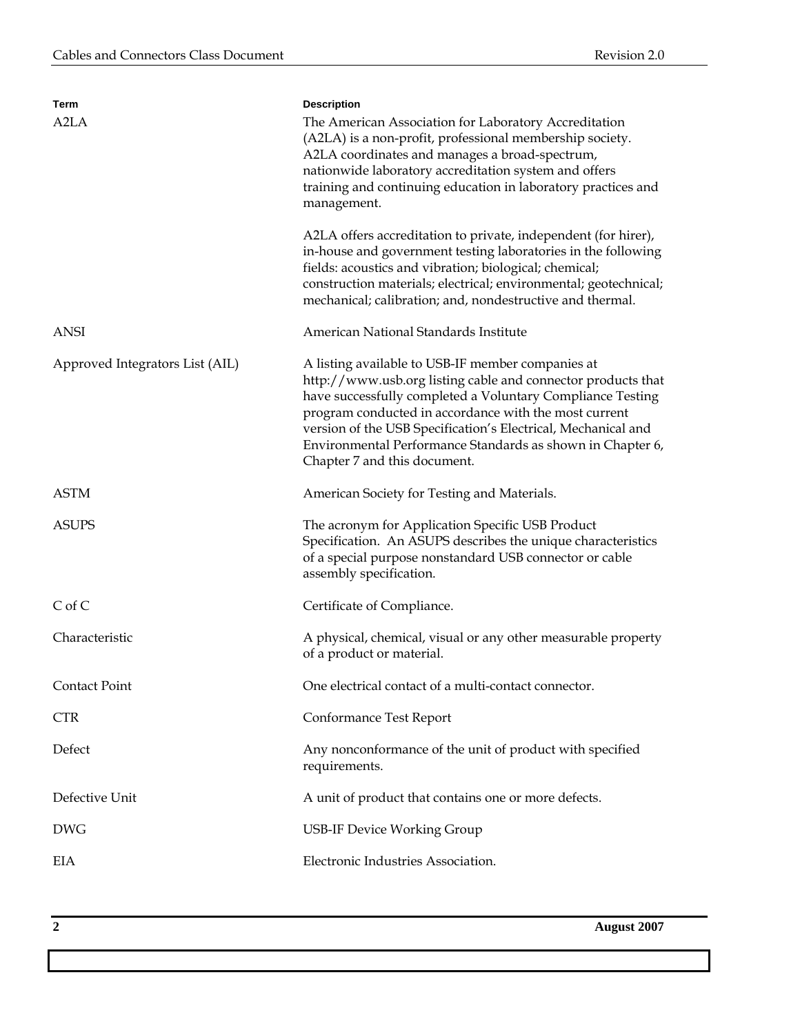| Term | Description |
|---|---|
| A2LA | The American Association for Laboratory Accreditation (A2LA) is a non-profit, professional membership society. A2LA coordinates and manages a broad-spectrum, nationwide laboratory accreditation system and offers training and continuing education in laboratory practices and management.<br><br>A2LA offers accreditation to private, independent (for hirer), in-house and government testing laboratories in the following fields: acoustics and vibration; biological; chemical; construction materials; electrical; environmental; geotechnical; mechanical; calibration; and, nondestructive and thermal. |
| ANSI | American National Standards Institute |
| Approved Integrators List (AIL) | A listing available to USB-IF member companies at http://www.usb.org listing cable and connector products that have successfully completed a Voluntary Compliance Testing program conducted in accordance with the most current version of the USB Specification's Electrical, Mechanical and Environmental Performance Standards as shown in Chapter 6, Chapter 7 and this document. |
| ASTM | American Society for Testing and Materials. |
| ASUPS | The acronym for Application Specific USB Product Specification. An ASUPS describes the unique characteristics of a special purpose nonstandard USB connector or cable assembly specification. |
| C of C | Certificate of Compliance. |
| Characteristic | A physical, chemical, visual or any other measurable property of a product or material. |
| Contact Point | One electrical contact of a multi-contact connector. |
| CTR | Conformance Test Report |
| Defect | Any nonconformance of the unit of product with specified requirements. |
| Defective Unit | A unit of product that contains one or more defects. |
| DWG | USB-IF Device Working Group |
| EIA | Electronic Industries Association. |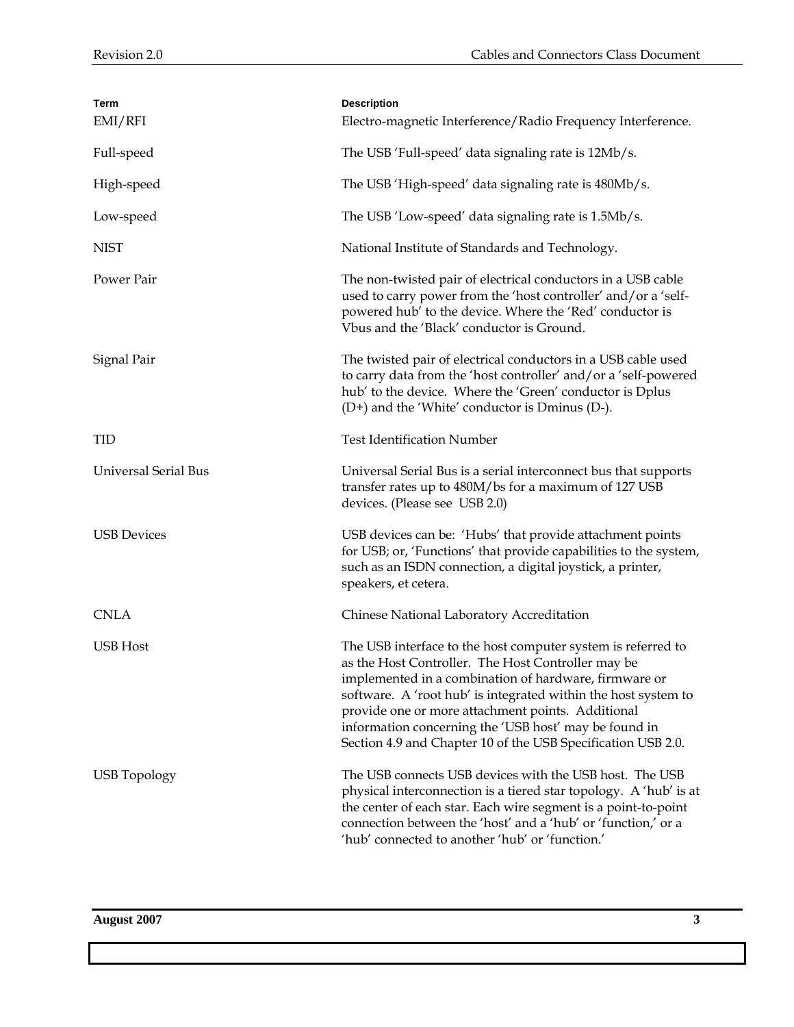| Term | Description |
|---|---|
| EMI/RFI | Electro-magnetic Interference/Radio Frequency Interference. |
| Full-speed | The USB 'Full-speed' data signaling rate is 12Mb/s. |
| High-speed | The USB 'High-speed' data signaling rate is 480Mb/s. |
| Low-speed | The USB 'Low-speed' data signaling rate is 1.5Mb/s. |
| NIST | National Institute of Standards and Technology. |
| Power Pair | The non-twisted pair of electrical conductors in a USB cable used to carry power from the 'host controller' and/or a 'self-powered hub' to the device. Where the 'Red' conductor is Vbus and the 'Black' conductor is Ground. |
| Signal Pair | The twisted pair of electrical conductors in a USB cable used to carry data from the 'host controller' and/or a 'self-powered hub' to the device. Where the 'Green' conductor is Dplus (D+) and the 'White' conductor is Dminus (D-). |
| TID | Test Identification Number |
| Universal Serial Bus | Universal Serial Bus is a serial interconnect bus that supports transfer rates up to 480M/bs for a maximum of 127 USB devices. (Please see USB 2.0) |
| USB Devices | USB devices can be: 'Hubs' that provide attachment points for USB; or, 'Functions' that provide capabilities to the system, such as an ISDN connection, a digital joystick, a printer, speakers, et cetera. |
| CNLA | Chinese National Laboratory Accreditation |
| USB Host | The USB interface to the host computer system is referred to as the Host Controller. The Host Controller may be implemented in a combination of hardware, firmware or software. A 'root hub' is integrated within the host system to provide one or more attachment points. Additional information concerning the 'USB host' may be found in Section 4.9 and Chapter 10 of the USB Specification USB 2.0. |
| USB Topology | The USB connects USB devices with the USB host. The USB physical interconnection is a tiered star topology. A 'hub' is at the center of each star. Each wire segment is a point-to-point connection between the 'host' and a 'hub' or 'function,' or a 'hub' connected to another 'hub' or 'function.' |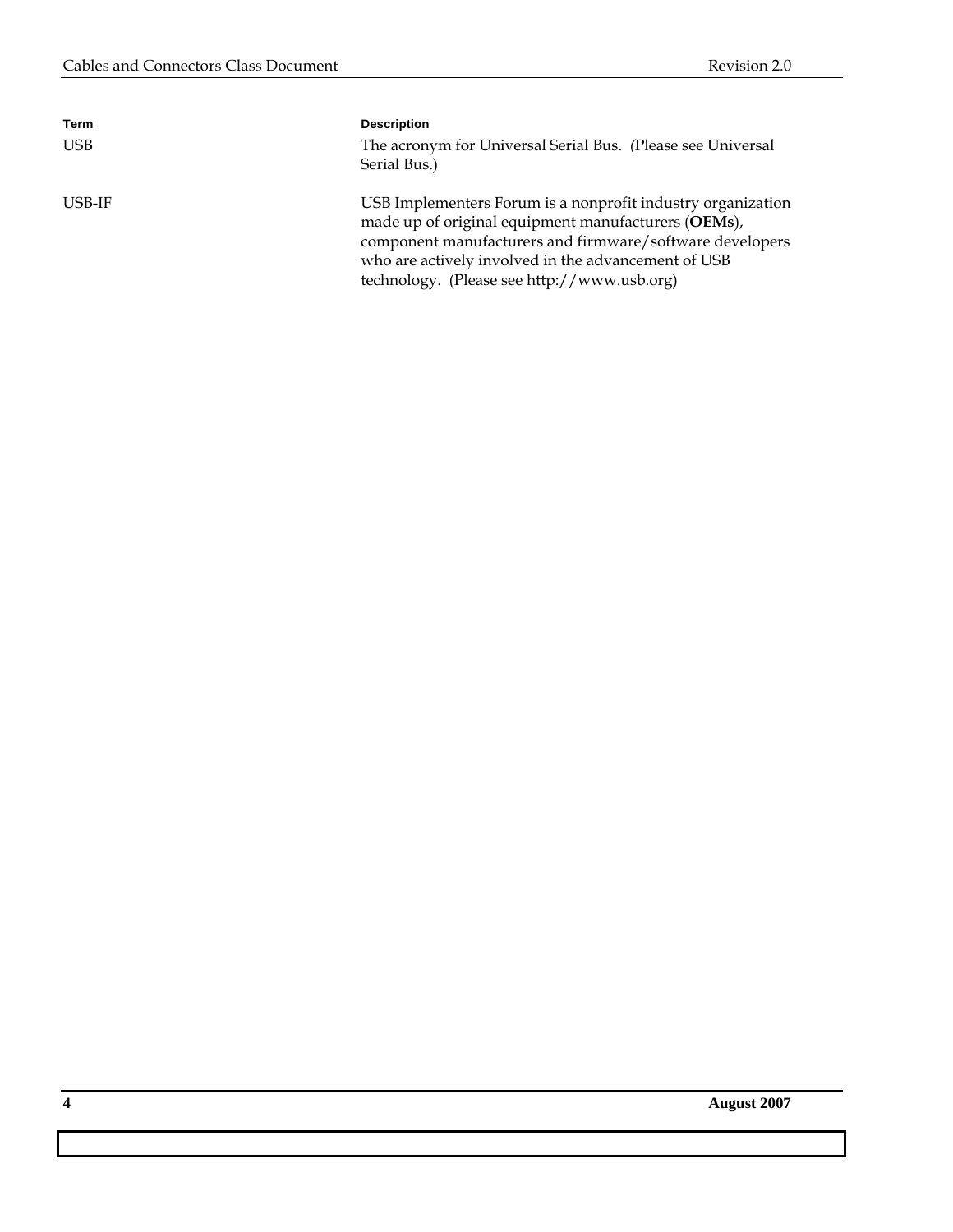| Term | Description |
| --- | --- |
| USB | The acronym for Universal Serial Bus. (Please see Universal Serial Bus.) |
| USB-IF | USB Implementers Forum is a nonprofit industry organization made up of original equipment manufacturers (**OEMs**), component manufacturers and firmware/software developers who are actively involved in the advancement of USB technology. (Please see http://www.usb.org) |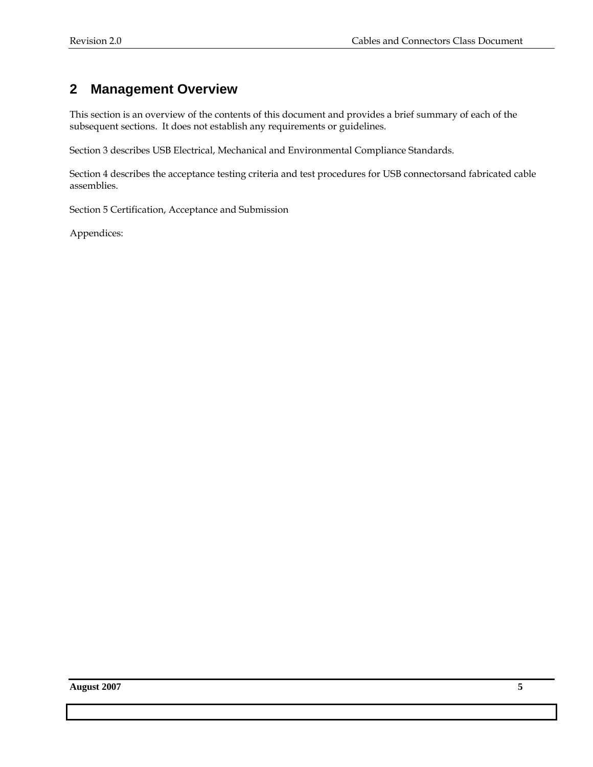# 2 Management Overview

This section is an overview of the contents of this document and provides a brief summary of each of the subsequent sections. It does not establish any requirements or guidelines.

Section 3 describes USB Electrical, Mechanical and Environmental Compliance Standards.

Section 4 describes the acceptance testing criteria and test procedures for USB connectorsand fabricated cable assemblies.

Section 5 Certification, Acceptance and Submission

Appendices: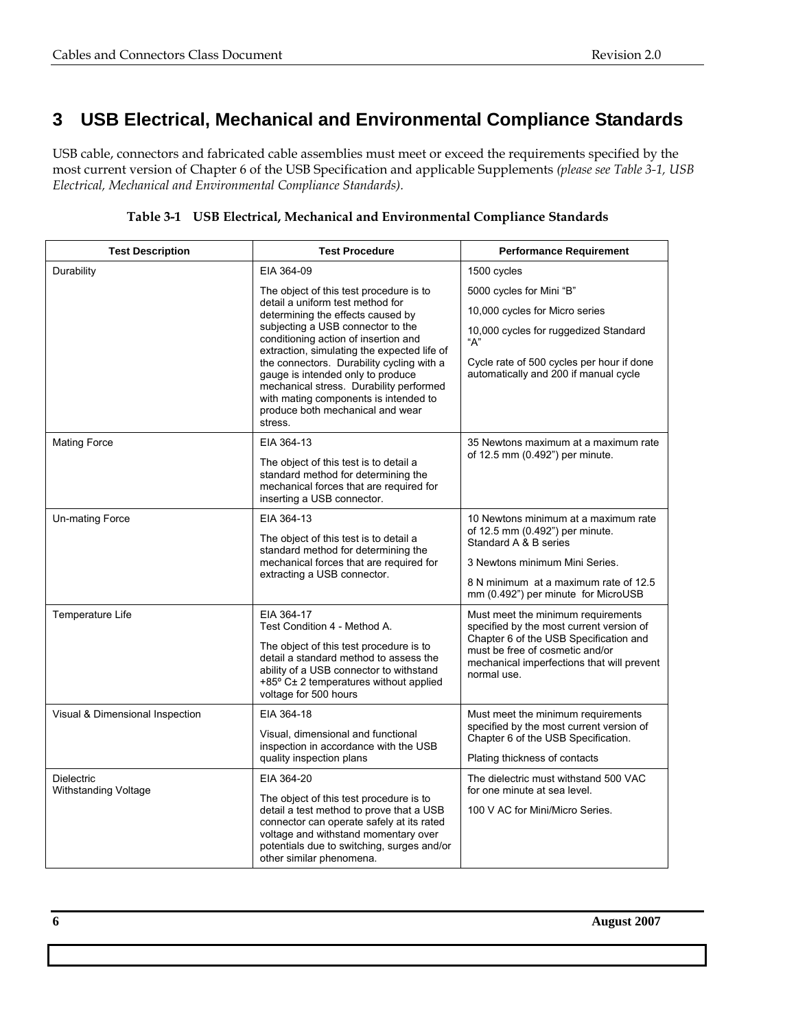# 3 USB Electrical, Mechanical and Environmental Compliance Standards

USB cable, connectors and fabricated cable assemblies must meet or exceed the requirements specified by the most current version of Chapter 6 of the USB Specification and applicable Supplements *(please see Table 3-1, USB Electrical, Mechanical and Environmental Compliance Standards).*

**Table 3-1 USB Electrical, Mechanical and Environmental Compliance Standards**

| Test Description | Test Procedure | Performance Requirement |
|---|---|---|
| Durability | EIA 364-09<br><br>The object of this test procedure is to detail a uniform test method for determining the effects caused by subjecting a USB connector to the conditioning action of insertion and extraction, simulating the expected life of the connectors. Durability cycling with a gauge is intended only to produce mechanical stress. Durability performed with mating components is intended to produce both mechanical and wear stress. | 1500 cycles<br><br>5000 cycles for Mini "B"<br><br>10,000 cycles for Micro series<br><br>10,000 cycles for ruggedized Standard "A"<br><br>Cycle rate of 500 cycles per hour if done automatically and 200 if manual cycle |
| Mating Force | EIA 364-13<br><br>The object of this test is to detail a standard method for determining the mechanical forces that are required for inserting a USB connector. | 35 Newtons maximum at a maximum rate of 12.5 mm (0.492") per minute. |
| Un-mating Force | EIA 364-13<br><br>The object of this test is to detail a standard method for determining the mechanical forces that are required for extracting a USB connector. | 10 Newtons minimum at a maximum rate of 12.5 mm (0.492") per minute. Standard A & B series<br><br>3 Newtons minimum Mini Series.<br><br>8 N minimum at a maximum rate of 12.5 mm (0.492") per minute for MicroUSB |
| Temperature Life | EIA 364-17<br>Test Condition 4 - Method A.<br><br>The object of this test procedure is to detail a standard method to assess the ability of a USB connector to withstand +85º C± 2 temperatures without applied voltage for 500 hours | Must meet the minimum requirements specified by the most current version of Chapter 6 of the USB Specification and must be free of cosmetic and/or mechanical imperfections that will prevent normal use. |
| Visual & Dimensional Inspection | EIA 364-18<br><br>Visual, dimensional and functional inspection in accordance with the USB quality inspection plans | Must meet the minimum requirements specified by the most current version of Chapter 6 of the USB Specification.<br><br>Plating thickness of contacts |
| Dielectric<br>Withstanding Voltage | EIA 364-20<br><br>The object of this test procedure is to detail a test method to prove that a USB connector can operate safely at its rated voltage and withstand momentary over potentials due to switching, surges and/or other similar phenomena. | The dielectric must withstand 500 VAC for one minute at sea level.<br><br>100 V AC for Mini/Micro Series. |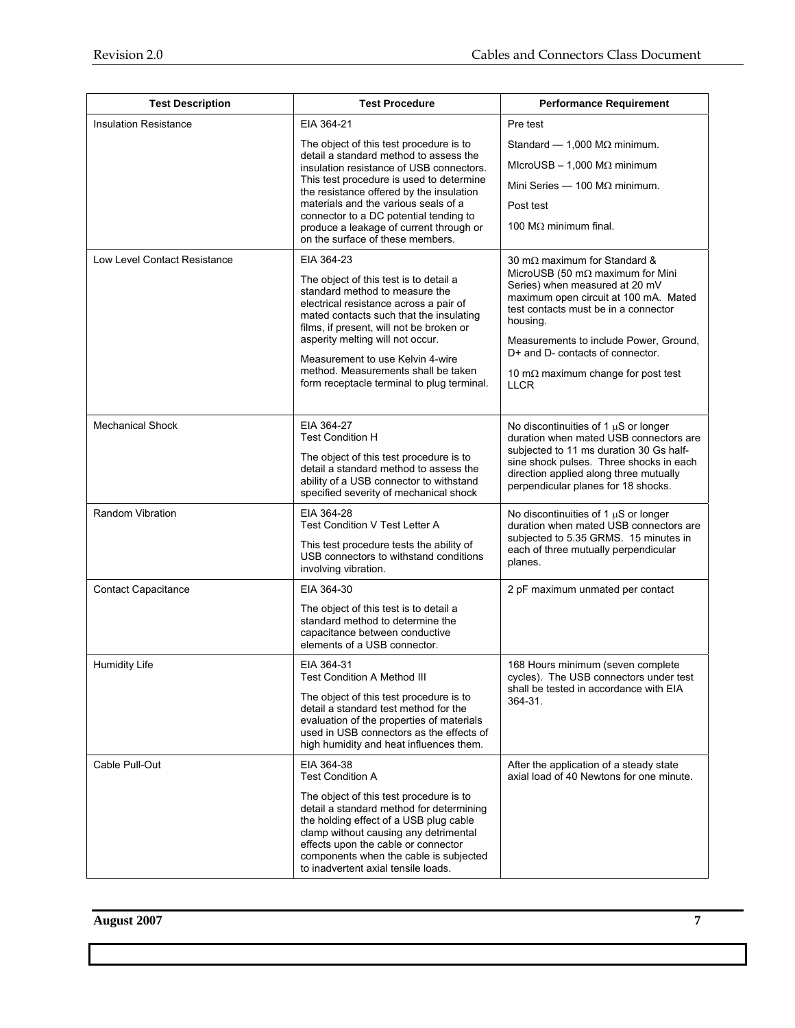| Test Description | Test Procedure | Performance Requirement |
|---|---|---|
| Insulation Resistance | EIA 364-21<br><br>The object of this test procedure is to detail a standard method to assess the insulation resistance of USB connectors. This test procedure is used to determine the resistance offered by the insulation materials and the various seals of a connector to a DC potential tending to produce a leakage of current through or on the surface of these members. | Pre test<br><br>Standard — 1,000 MΩ minimum.<br><br>MIcroUSB – 1,000 MΩ minimum<br><br>Mini Series — 100 MΩ minimum.<br><br>Post test<br><br>100 MΩ minimum final. |
| Low Level Contact Resistance | EIA 364-23<br><br>The object of this test is to detail a standard method to measure the electrical resistance across a pair of mated contacts such that the insulating films, if present, will not be broken or asperity melting will not occur.<br><br>Measurement to use Kelvin 4-wire method. Measurements shall be taken form receptacle terminal to plug terminal. | 30 mΩ maximum for Standard & MicroUSB (50 mΩ maximum for Mini Series) when measured at 20 mV maximum open circuit at 100 mA. Mated test contacts must be in a connector housing.<br><br>Measurements to include Power, Ground, D+ and D- contacts of connector.<br><br>10 mΩ maximum change for post test LLCR |
| Mechanical Shock | EIA 364-27<br>Test Condition H<br><br>The object of this test procedure is to detail a standard method to assess the ability of a USB connector to withstand specified severity of mechanical shock | No discontinuities of 1 μS or longer duration when mated USB connectors are subjected to 11 ms duration 30 Gs half-sine shock pulses. Three shocks in each direction applied along three mutually perpendicular planes for 18 shocks. |
| Random Vibration | EIA 364-28<br>Test Condition V Test Letter A<br><br>This test procedure tests the ability of USB connectors to withstand conditions involving vibration. | No discontinuities of 1 μS or longer duration when mated USB connectors are subjected to 5.35 GRMS. 15 minutes in each of three mutually perpendicular planes. |
| Contact Capacitance | EIA 364-30<br><br>The object of this test is to detail a standard method to determine the capacitance between conductive elements of a USB connector. | 2 pF maximum unmated per contact |
| Humidity Life | EIA 364-31<br>Test Condition A Method III<br><br>The object of this test procedure is to detail a standard test method for the evaluation of the properties of materials used in USB connectors as the effects of high humidity and heat influences them. | 168 Hours minimum (seven complete cycles). The USB connectors under test shall be tested in accordance with EIA 364-31. |
| Cable Pull-Out | EIA 364-38<br>Test Condition A<br><br>The object of this test procedure is to detail a standard method for determining the holding effect of a USB plug cable clamp without causing any detrimental effects upon the cable or connector components when the cable is subjected to inadvertent axial tensile loads. | After the application of a steady state axial load of 40 Newtons for one minute. |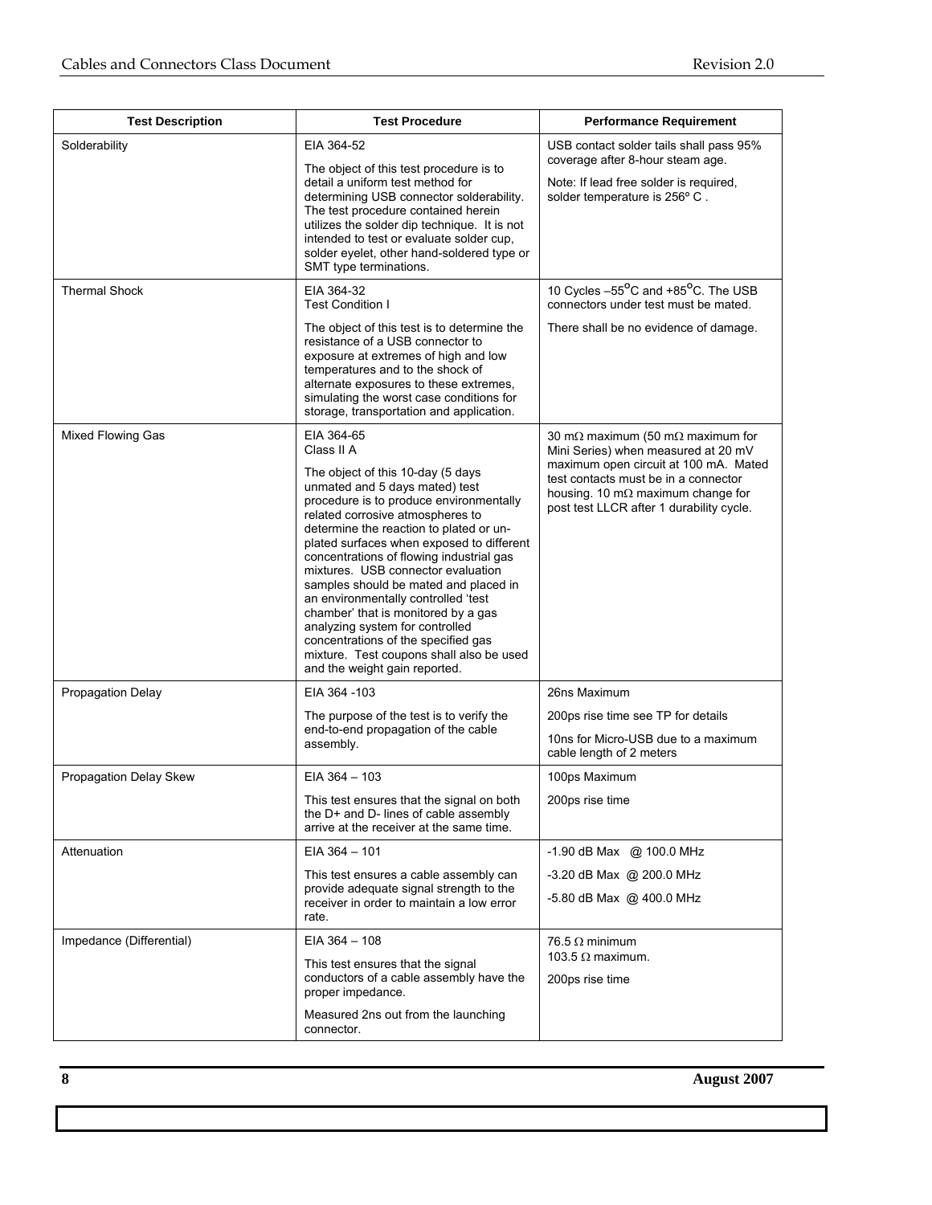| Test Description | Test Procedure | Performance Requirement |
|---|---|---|
| Solderability | EIA 364-52<br><br>The object of this test procedure is to detail a uniform test method for determining USB connector solderability. The test procedure contained herein utilizes the solder dip technique. It is not intended to test or evaluate solder cup, solder eyelet, other hand-soldered type or SMT type terminations. | USB contact solder tails shall pass 95% coverage after 8-hour steam age.<br><br>Note: If lead free solder is required, solder temperature is 256º C . |
| Thermal Shock | EIA 364-32<br>Test Condition I<br><br>The object of this test is to determine the resistance of a USB connector to exposure at extremes of high and low temperatures and to the shock of alternate exposures to these extremes, simulating the worst case conditions for storage, transportation and application. | 10 Cycles –55°C and +85°C. The USB connectors under test must be mated.<br><br>There shall be no evidence of damage. |
| Mixed Flowing Gas | EIA 364-65<br>Class II A<br><br>The object of this 10-day (5 days unmated and 5 days mated) test procedure is to produce environmentally related corrosive atmospheres to determine the reaction to plated or un-plated surfaces when exposed to different concentrations of flowing industrial gas mixtures. USB connector evaluation samples should be mated and placed in an environmentally controlled 'test chamber' that is monitored by a gas analyzing system for controlled concentrations of the specified gas mixture. Test coupons shall also be used and the weight gain reported. | 30 mΩ maximum (50 mΩ maximum for Mini Series) when measured at 20 mV maximum open circuit at 100 mA. Mated test contacts must be in a connector housing. 10 mΩ maximum change for post test LLCR after 1 durability cycle. |
| Propagation Delay | EIA 364 -103<br><br>The purpose of the test is to verify the end-to-end propagation of the cable assembly. | 26ns Maximum<br><br>200ps rise time see TP for details<br><br>10ns for Micro-USB due to a maximum cable length of 2 meters |
| Propagation Delay Skew | EIA 364 – 103<br><br>This test ensures that the signal on both the D+ and D- lines of cable assembly arrive at the receiver at the same time. | 100ps Maximum<br><br>200ps rise time |
| Attenuation | EIA 364 – 101<br><br>This test ensures a cable assembly can provide adequate signal strength to the receiver in order to maintain a low error rate. | -1.90 dB Max @ 100.0 MHz<br><br>-3.20 dB Max @ 200.0 MHz<br><br>-5.80 dB Max @ 400.0 MHz |
| Impedance (Differential) | EIA 364 – 108<br><br>This test ensures that the signal conductors of a cable assembly have the proper impedance.<br><br>Measured 2ns out from the launching connector. | 76.5 Ω minimum<br>103.5 Ω maximum.<br><br>200ps rise time |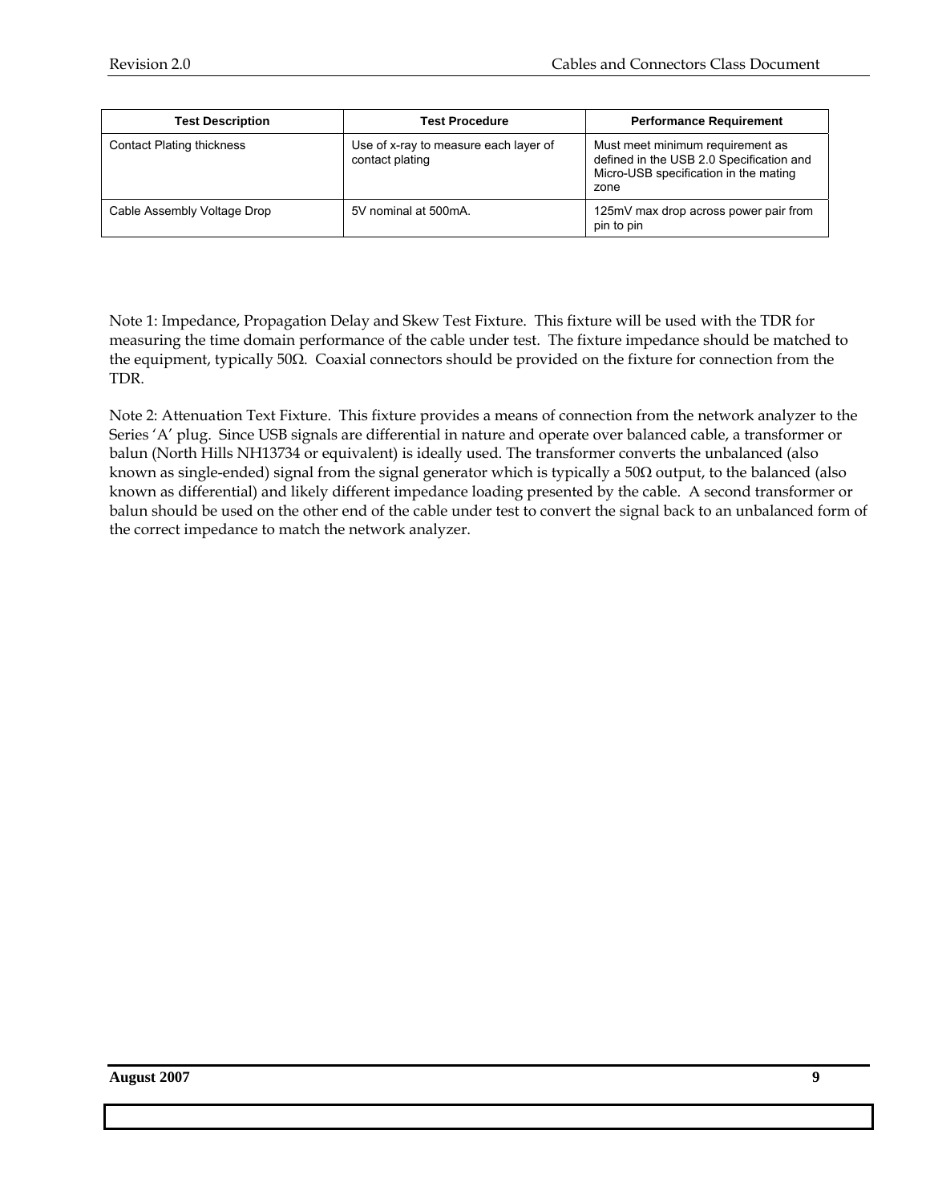| Test Description | Test Procedure | Performance Requirement |
|---|---|---|
| Contact Plating thickness | Use of x-ray to measure each layer of contact plating | Must meet minimum requirement as defined in the USB 2.0 Specification and Micro-USB specification in the mating zone |
| Cable Assembly Voltage Drop | 5V nominal at 500mA. | 125mV max drop across power pair from pin to pin |

Note 1: Impedance, Propagation Delay and Skew Test Fixture. This fixture will be used with the TDR for measuring the time domain performance of the cable under test. The fixture impedance should be matched to the equipment, typically 50Ω. Coaxial connectors should be provided on the fixture for connection from the TDR.

Note 2: Attenuation Text Fixture. This fixture provides a means of connection from the network analyzer to the Series 'A' plug. Since USB signals are differential in nature and operate over balanced cable, a transformer or balun (North Hills NH13734 or equivalent) is ideally used. The transformer converts the unbalanced (also known as single-ended) signal from the signal generator which is typically a 50Ω output, to the balanced (also known as differential) and likely different impedance loading presented by the cable. A second transformer or balun should be used on the other end of the cable under test to convert the signal back to an unbalanced form of the correct impedance to match the network analyzer.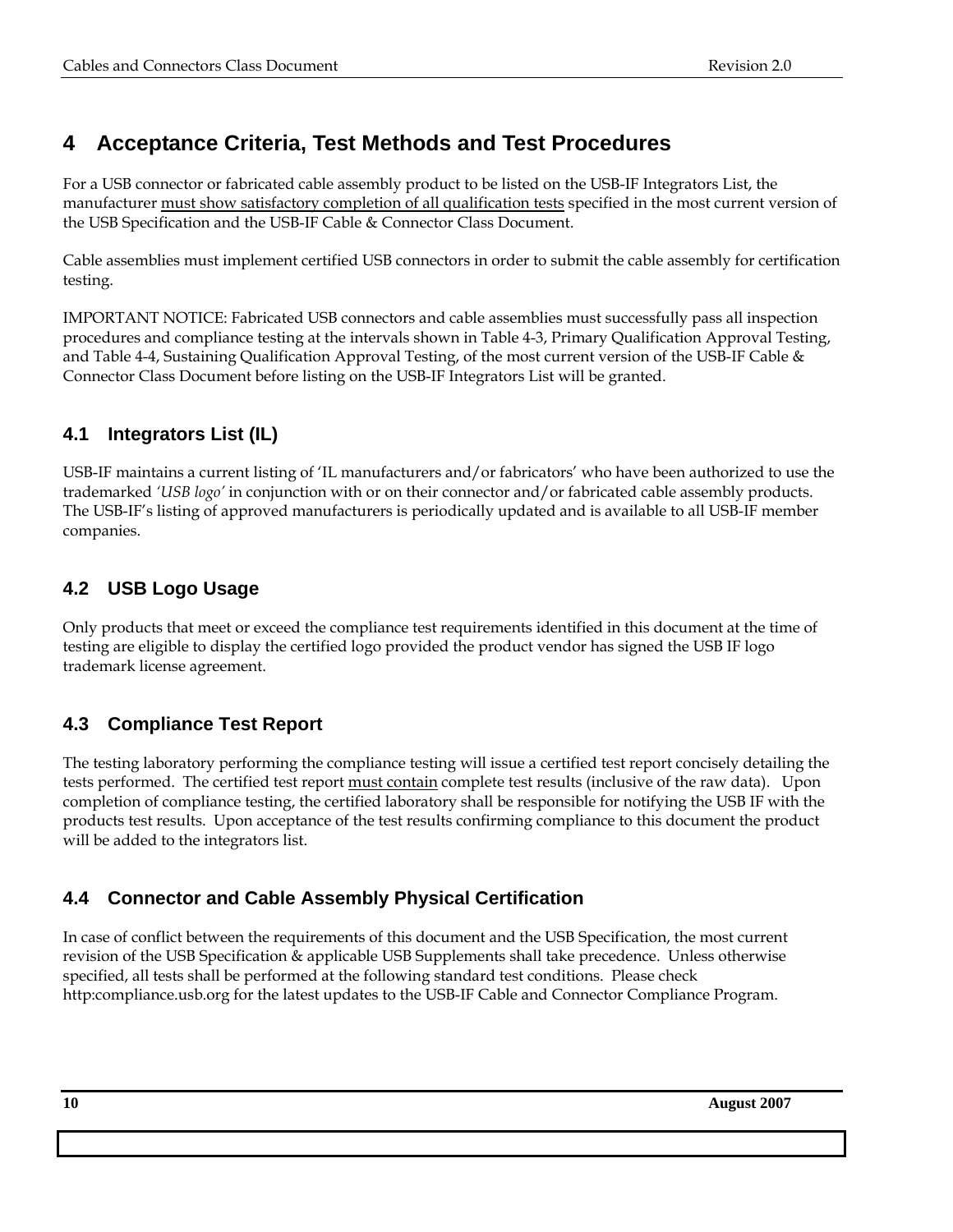# 4 Acceptance Criteria, Test Methods and Test Procedures

For a USB connector or fabricated cable assembly product to be listed on the USB-IF Integrators List, the manufacturer <u>must show satisfactory completion of all qualification tests</u> specified in the most current version of the USB Specification and the USB-IF Cable & Connector Class Document.

Cable assemblies must implement certified USB connectors in order to submit the cable assembly for certification testing.

IMPORTANT NOTICE: Fabricated USB connectors and cable assemblies must successfully pass all inspection procedures and compliance testing at the intervals shown in Table 4-3, Primary Qualification Approval Testing, and Table 4-4, Sustaining Qualification Approval Testing, of the most current version of the USB-IF Cable & Connector Class Document before listing on the USB-IF Integrators List will be granted.

## 4.1 Integrators List (IL)

USB-IF maintains a current listing of 'IL manufacturers and/or fabricators' who have been authorized to use the trademarked *'USB logo'* in conjunction with or on their connector and/or fabricated cable assembly products. The USB-IF's listing of approved manufacturers is periodically updated and is available to all USB-IF member companies.

## 4.2 USB Logo Usage

Only products that meet or exceed the compliance test requirements identified in this document at the time of testing are eligible to display the certified logo provided the product vendor has signed the USB IF logo trademark license agreement.

## 4.3 Compliance Test Report

The testing laboratory performing the compliance testing will issue a certified test report concisely detailing the tests performed. The certified test report <u>must contain</u> complete test results (inclusive of the raw data). Upon completion of compliance testing, the certified laboratory shall be responsible for notifying the USB IF with the products test results. Upon acceptance of the test results confirming compliance to this document the product will be added to the integrators list.

## 4.4 Connector and Cable Assembly Physical Certification

In case of conflict between the requirements of this document and the USB Specification, the most current revision of the USB Specification & applicable USB Supplements shall take precedence. Unless otherwise specified, all tests shall be performed at the following standard test conditions. Please check http:compliance.usb.org for the latest updates to the USB-IF Cable and Connector Compliance Program.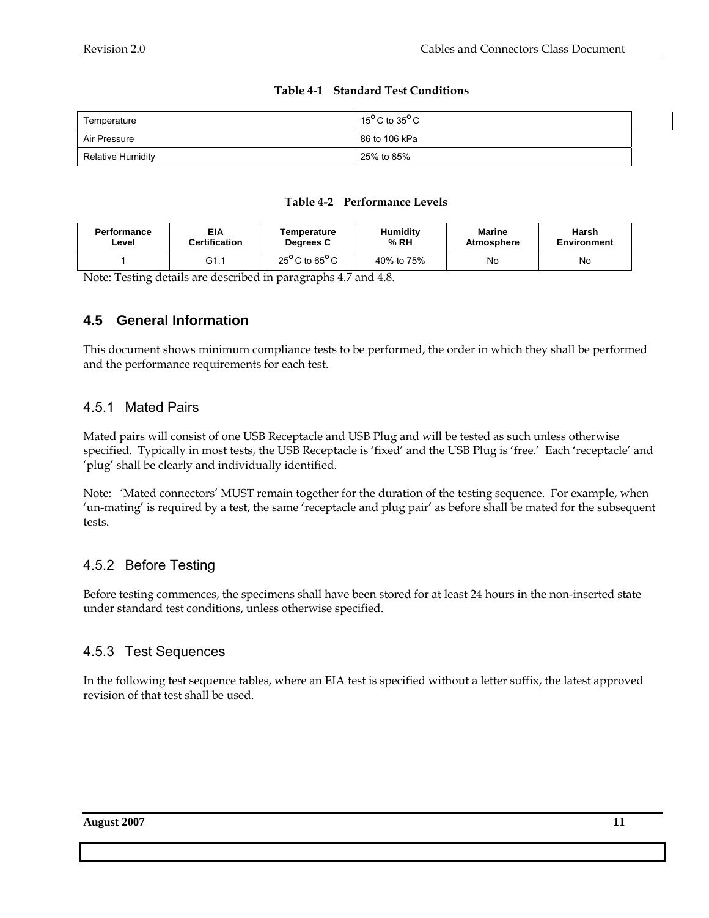**Table 4-1 Standard Test Conditions**

| | |
|---|---|
| Temperature | 15°C to 35°C |
| Air Pressure | 86 to 106 kPa |
| Relative Humidity | 25% to 85% |

**Table 4-2 Performance Levels**

| Performance Level | EIA Certification | Temperature Degrees C | Humidity % RH | Marine Atmosphere | Harsh Environment |
|---|---|---|---|---|---|
| 1 | G1.1 | 25°C to 65°C | 40% to 75% | No | No |

Note: Testing details are described in paragraphs 4.7 and 4.8.

## 4.5 General Information

This document shows minimum compliance tests to be performed, the order in which they shall be performed and the performance requirements for each test.

### 4.5.1 Mated Pairs

Mated pairs will consist of one USB Receptacle and USB Plug and will be tested as such unless otherwise specified. Typically in most tests, the USB Receptacle is 'fixed' and the USB Plug is 'free.' Each 'receptacle' and 'plug' shall be clearly and individually identified.

Note: 'Mated connectors' MUST remain together for the duration of the testing sequence. For example, when 'un-mating' is required by a test, the same 'receptacle and plug pair' as before shall be mated for the subsequent tests.

### 4.5.2 Before Testing

Before testing commences, the specimens shall have been stored for at least 24 hours in the non-inserted state under standard test conditions, unless otherwise specified.

### 4.5.3 Test Sequences

In the following test sequence tables, where an EIA test is specified without a letter suffix, the latest approved revision of that test shall be used.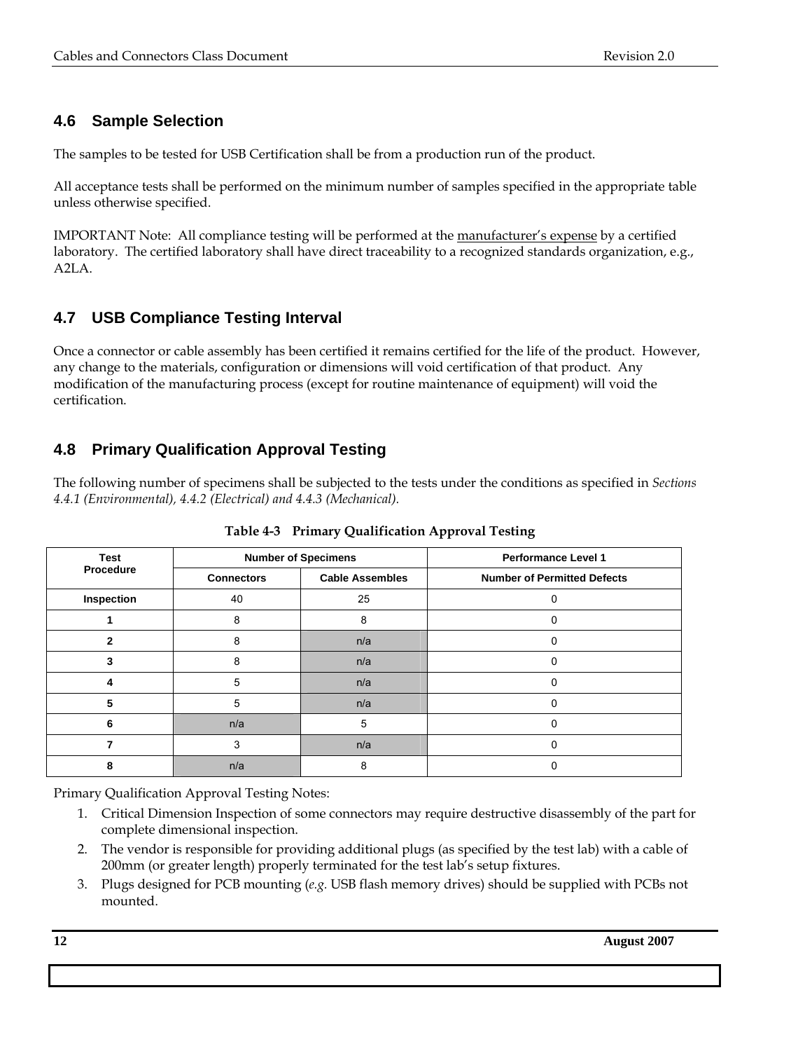## 4.6 Sample Selection

The samples to be tested for USB Certification shall be from a production run of the product.

All acceptance tests shall be performed on the minimum number of samples specified in the appropriate table unless otherwise specified.

IMPORTANT Note: All compliance testing will be performed at the manufacturer's expense by a certified laboratory. The certified laboratory shall have direct traceability to a recognized standards organization, e.g., A2LA.

## 4.7 USB Compliance Testing Interval

Once a connector or cable assembly has been certified it remains certified for the life of the product. However, any change to the materials, configuration or dimensions will void certification of that product. Any modification of the manufacturing process (except for routine maintenance of equipment) will void the certification.

## 4.8 Primary Qualification Approval Testing

The following number of specimens shall be subjected to the tests under the conditions as specified in *Sections 4.4.1 (Environmental), 4.4.2 (Electrical) and 4.4.3 (Mechanical).*

**Table 4-3 Primary Qualification Approval Testing**

| Test Procedure | Number of Specimens | | Performance Level 1 |
|---|---|---|---|
| | Connectors | Cable Assembles | Number of Permitted Defects |
| **Inspection** | 40 | 25 | 0 |
| **1** | 8 | 8 | 0 |
| **2** | 8 | n/a | 0 |
| **3** | 8 | n/a | 0 |
| **4** | 5 | n/a | 0 |
| **5** | 5 | n/a | 0 |
| **6** | n/a | 5 | 0 |
| **7** | 3 | n/a | 0 |
| **8** | n/a | 8 | 0 |

Primary Qualification Approval Testing Notes:

1. Critical Dimension Inspection of some connectors may require destructive disassembly of the part for complete dimensional inspection.
2. The vendor is responsible for providing additional plugs (as specified by the test lab) with a cable of 200mm (or greater length) properly terminated for the test lab's setup fixtures.
3. Plugs designed for PCB mounting (*e.g.* USB flash memory drives) should be supplied with PCBs not mounted.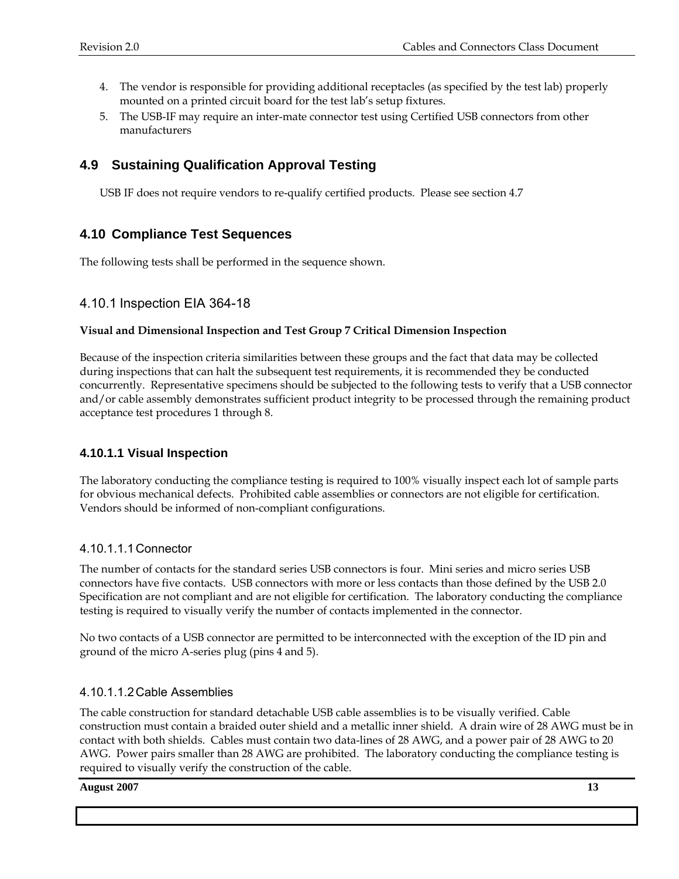4. The vendor is responsible for providing additional receptacles (as specified by the test lab) properly mounted on a printed circuit board for the test lab's setup fixtures.
5. The USB-IF may require an inter-mate connector test using Certified USB connectors from other manufacturers

## 4.9 Sustaining Qualification Approval Testing

USB IF does not require vendors to re-qualify certified products. Please see section 4.7

## 4.10 Compliance Test Sequences

The following tests shall be performed in the sequence shown.

### 4.10.1 Inspection EIA 364-18

**Visual and Dimensional Inspection and Test Group 7 Critical Dimension Inspection**

Because of the inspection criteria similarities between these groups and the fact that data may be collected during inspections that can halt the subsequent test requirements, it is recommended they be conducted concurrently. Representative specimens should be subjected to the following tests to verify that a USB connector and/or cable assembly demonstrates sufficient product integrity to be processed through the remaining product acceptance test procedures 1 through 8.

#### 4.10.1.1 Visual Inspection

The laboratory conducting the compliance testing is required to 100% visually inspect each lot of sample parts for obvious mechanical defects. Prohibited cable assemblies or connectors are not eligible for certification. Vendors should be informed of non-compliant configurations.

##### 4.10.1.1.1 Connector

The number of contacts for the standard series USB connectors is four. Mini series and micro series USB connectors have five contacts. USB connectors with more or less contacts than those defined by the USB 2.0 Specification are not compliant and are not eligible for certification. The laboratory conducting the compliance testing is required to visually verify the number of contacts implemented in the connector.

No two contacts of a USB connector are permitted to be interconnected with the exception of the ID pin and ground of the micro A-series plug (pins 4 and 5).

##### 4.10.1.1.2 Cable Assemblies

The cable construction for standard detachable USB cable assemblies is to be visually verified. Cable construction must contain a braided outer shield and a metallic inner shield. A drain wire of 28 AWG must be in contact with both shields. Cables must contain two data-lines of 28 AWG, and a power pair of 28 AWG to 20 AWG. Power pairs smaller than 28 AWG are prohibited. The laboratory conducting the compliance testing is required to visually verify the construction of the cable.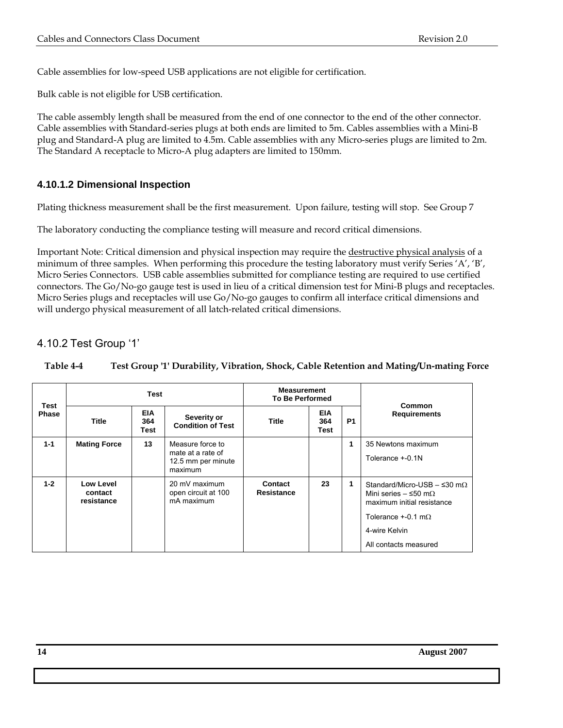Cable assemblies for low-speed USB applications are not eligible for certification.

Bulk cable is not eligible for USB certification.

The cable assembly length shall be measured from the end of one connector to the end of the other connector. Cable assemblies with Standard-series plugs at both ends are limited to 5m. Cables assemblies with a Mini-B plug and Standard-A plug are limited to 4.5m. Cable assemblies with any Micro-series plugs are limited to 2m. The Standard A receptacle to Micro-A plug adapters are limited to 150mm.

#### 4.10.1.2 Dimensional Inspection

Plating thickness measurement shall be the first measurement. Upon failure, testing will stop. See Group 7

The laboratory conducting the compliance testing will measure and record critical dimensions.

Important Note: Critical dimension and physical inspection may require the destructive physical analysis of a minimum of three samples. When performing this procedure the testing laboratory must verify Series 'A', 'B', Micro Series Connectors. USB cable assemblies submitted for compliance testing are required to use certified connectors. The Go/No-go gauge test is used in lieu of a critical dimension test for Mini-B plugs and receptacles. Micro Series plugs and receptacles will use Go/No-go gauges to confirm all interface critical dimensions and will undergo physical measurement of all latch-related critical dimensions.

### 4.10.2 Test Group '1'

**Table 4-4 Test Group '1' Durability, Vibration, Shock, Cable Retention and Mating/Un-mating Force**

| Test Phase | Test | | | Measurement To Be Performed | | | Common Requirements |
|---|---|---|---|---|---|---|---|
| | Title | EIA 364 Test | Severity or Condition of Test | Title | EIA 364 Test | P1 | |
| 1-1 | Mating Force | 13 | Measure force to mate at a rate of 12.5 mm per minute maximum | | | 1 | 35 Newtons maximum<br>Tolerance +-0.1N |
| 1-2 | Low Level contact resistance | | 20 mV maximum open circuit at 100 mA maximum | Contact Resistance | 23 | 1 | Standard/Micro-USB – ≤30 mΩ Mini series – ≤50 mΩ maximum initial resistance<br>Tolerance +-0.1 mΩ<br>4-wire Kelvin<br>All contacts measured |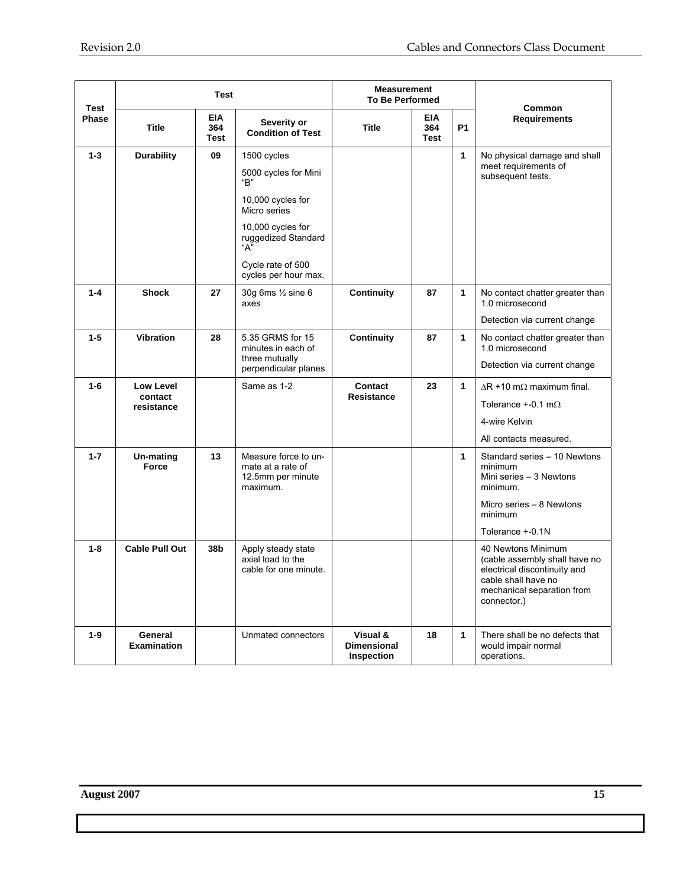| Test Phase | Test | | | Measurement To Be Performed | | | Common Requirements |
|---|---|---|---|---|---|---|---|
| | **Title** | **EIA 364 Test** | **Severity or Condition of Test** | **Title** | **EIA 364 Test** | **P1** | |
| **1-3** | **Durability** | **09** | 1500 cycles<br>5000 cycles for Mini "B"<br>10,000 cycles for Micro series<br>10,000 cycles for ruggedized Standard "A"<br>Cycle rate of 500 cycles per hour max. | | | **1** | No physical damage and shall meet requirements of subsequent tests. |
| **1-4** | **Shock** | **27** | 30g 6ms ½ sine 6 axes | **Continuity** | **87** | **1** | No contact chatter greater than 1.0 microsecond<br>Detection via current change |
| **1-5** | **Vibration** | **28** | 5.35 GRMS for 15 minutes in each of three mutually perpendicular planes | **Continuity** | **87** | **1** | No contact chatter greater than 1.0 microsecond<br>Detection via current change |
| **1-6** | **Low Level contact resistance** | | Same as 1-2 | **Contact Resistance** | **23** | **1** | $\Delta$R +10 m$\Omega$ maximum final.<br>Tolerance +-0.1 m$\Omega$<br>4-wire Kelvin<br>All contacts measured. |
| **1-7** | **Un-mating Force** | **13** | Measure force to un-mate at a rate of 12.5mm per minute maximum. | | | **1** | Standard series – 10 Newtons minimum<br>Mini series – 3 Newtons minimum.<br>Micro series – 8 Newtons minimum<br>Tolerance +-0.1N |
| **1-8** | **Cable Pull Out** | **38b** | Apply steady state axial load to the cable for one minute. | | | | 40 Newtons Minimum (cable assembly shall have no electrical discontinuity and cable shall have no mechanical separation from connector.) |
| **1-9** | **General Examination** | | Unmated connectors | **Visual & Dimensional Inspection** | **18** | **1** | There shall be no defects that would impair normal operations. |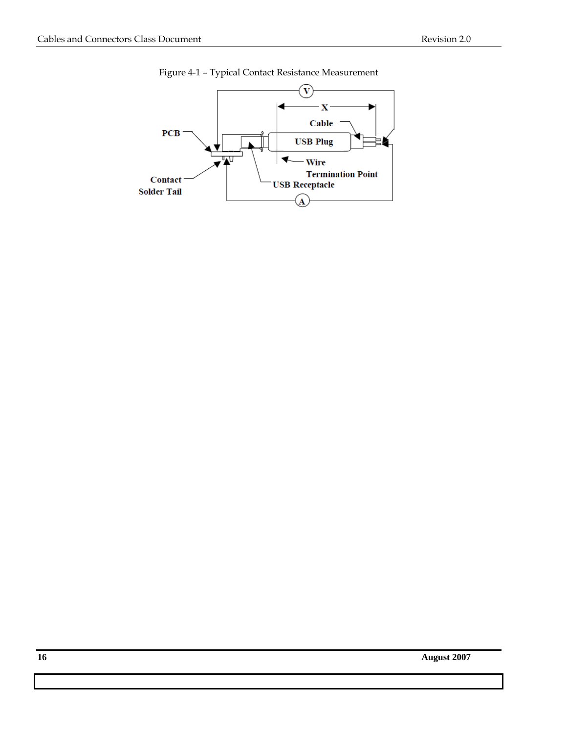Figure 4-1 – Typical Contact Resistance Measurement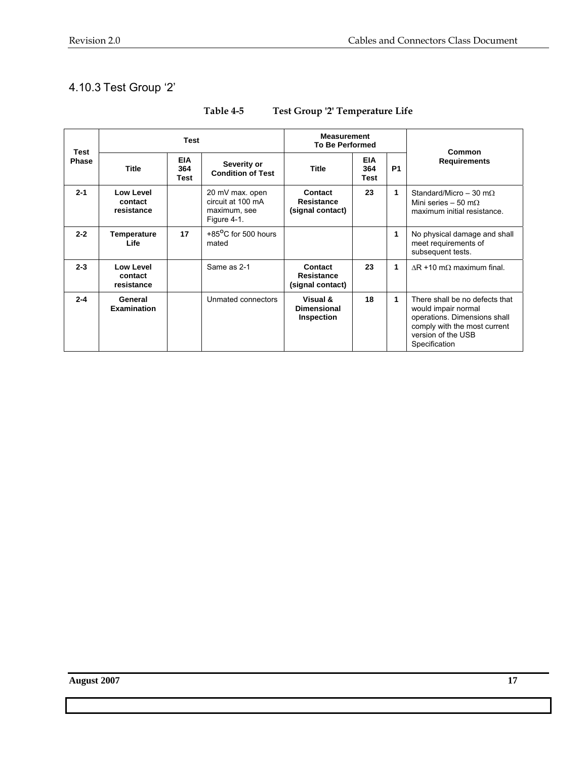### 4.10.3 Test Group '2'

**Table 4-5 Test Group '2' Temperature Life**

| Test Phase | Test | | | Measurement To Be Performed | | | Common Requirements |
|---|---|---|---|---|---|---|---|
| | **Title** | **EIA 364 Test** | **Severity or Condition of Test** | **Title** | **EIA 364 Test** | **P1** | |
| **2-1** | **Low Level contact resistance** | | 20 mV max. open circuit at 100 mA maximum, see Figure 4-1. | **Contact Resistance (signal contact)** | **23** | **1** | Standard/Micro – 30 mΩ Mini series – 50 mΩ maximum initial resistance. |
| **2-2** | **Temperature Life** | **17** | +85°C for 500 hours mated | | | **1** | No physical damage and shall meet requirements of subsequent tests. |
| **2-3** | **Low Level contact resistance** | | Same as 2-1 | **Contact Resistance (signal contact)** | **23** | **1** | ΔR +10 mΩ maximum final. |
| **2-4** | **General Examination** | | Unmated connectors | **Visual & Dimensional Inspection** | **18** | **1** | There shall be no defects that would impair normal operations. Dimensions shall comply with the most current version of the USB Specification |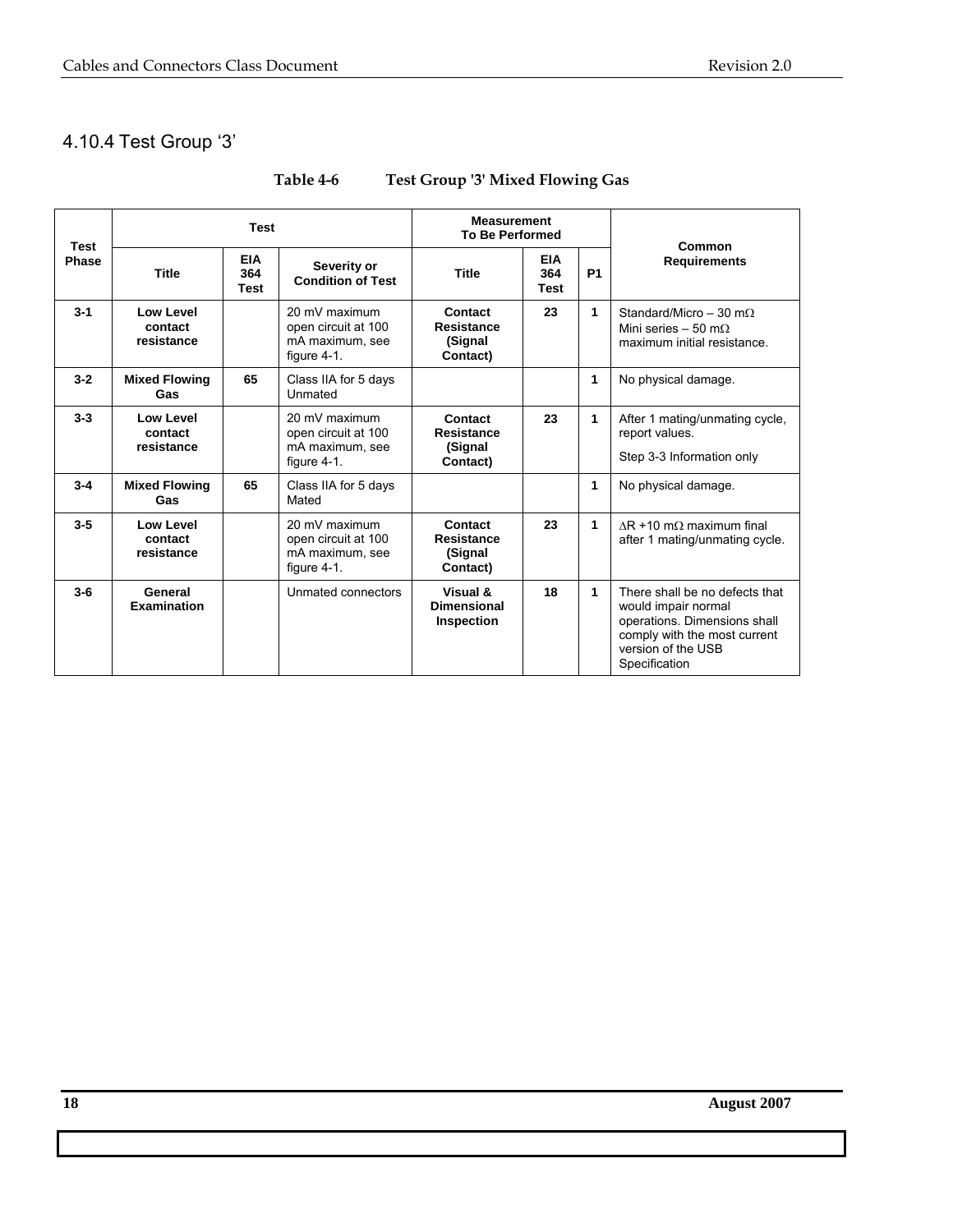### 4.10.4 Test Group '3'

**Table 4-6 Test Group '3' Mixed Flowing Gas**

| Test Phase | Test | | | Measurement To Be Performed | | | Common Requirements |
|---|---|---|---|---|---|---|---|
| | **Title** | **EIA 364 Test** | **Severity or Condition of Test** | **Title** | **EIA 364 Test** | **P1** | |
| **3-1** | **Low Level contact resistance** | | 20 mV maximum open circuit at 100 mA maximum, see figure 4-1. | **Contact Resistance (Signal Contact)** | **23** | **1** | Standard/Micro – 30 mΩ Mini series – 50 mΩ maximum initial resistance. |
| **3-2** | **Mixed Flowing Gas** | **65** | Class IIA for 5 days Unmated | | | **1** | No physical damage. |
| **3-3** | **Low Level contact resistance** | | 20 mV maximum open circuit at 100 mA maximum, see figure 4-1. | **Contact Resistance (Signal Contact)** | **23** | **1** | After 1 mating/unmating cycle, report values. Step 3-3 Information only |
| **3-4** | **Mixed Flowing Gas** | **65** | Class IIA for 5 days Mated | | | **1** | No physical damage. |
| **3-5** | **Low Level contact resistance** | | 20 mV maximum open circuit at 100 mA maximum, see figure 4-1. | **Contact Resistance (Signal Contact)** | **23** | **1** | ΔR +10 mΩ maximum final after 1 mating/unmating cycle. |
| **3-6** | **General Examination** | | Unmated connectors | **Visual & Dimensional Inspection** | **18** | **1** | There shall be no defects that would impair normal operations. Dimensions shall comply with the most current version of the USB Specification |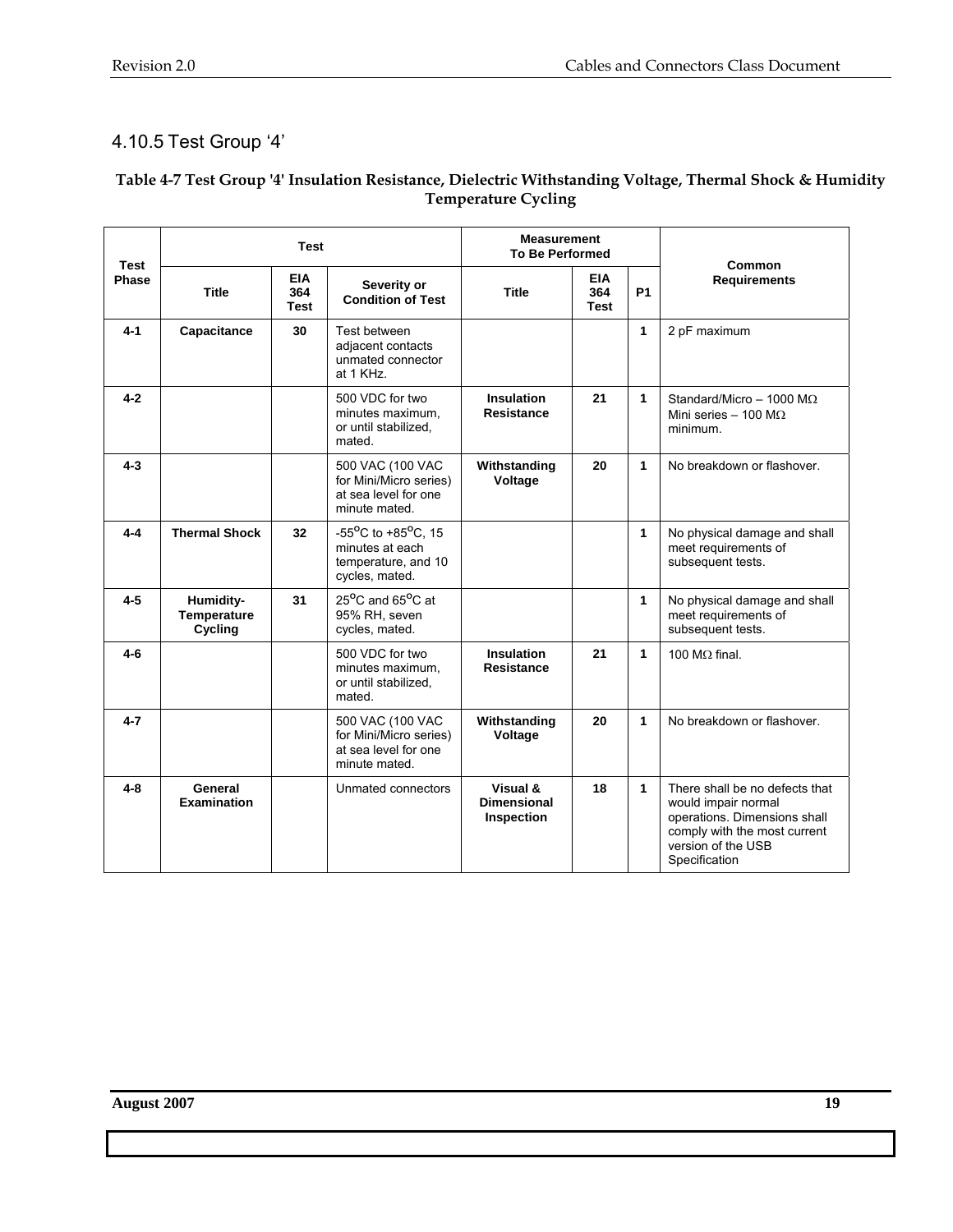### 4.10.5 Test Group '4'

**Table 4-7 Test Group '4' Insulation Resistance, Dielectric Withstanding Voltage, Thermal Shock & Humidity Temperature Cycling**

| Test Phase | Test | | | Measurement To Be Performed | | | Common Requirements |
|---|---|---|---|---|---|---|---|
| | **Title** | **EIA 364 Test** | **Severity or Condition of Test** | **Title** | **EIA 364 Test** | **P1** | |
| **4-1** | **Capacitance** | **30** | Test between adjacent contacts unmated connector at 1 KHz. | | | **1** | 2 pF maximum |
| **4-2** | | | 500 VDC for two minutes maximum, or until stabilized, mated. | **Insulation Resistance** | **21** | **1** | Standard/Micro – 1000 MΩ Mini series – 100 MΩ minimum. |
| **4-3** | | | 500 VAC (100 VAC for Mini/Micro series) at sea level for one minute mated. | **Withstanding Voltage** | **20** | **1** | No breakdown or flashover. |
| **4-4** | **Thermal Shock** | **32** | -55°C to +85°C, 15 minutes at each temperature, and 10 cycles, mated. | | | **1** | No physical damage and shall meet requirements of subsequent tests. |
| **4-5** | **Humidity-Temperature Cycling** | **31** | 25°C and 65°C at 95% RH, seven cycles, mated. | | | **1** | No physical damage and shall meet requirements of subsequent tests. |
| **4-6** | | | 500 VDC for two minutes maximum, or until stabilized, mated. | **Insulation Resistance** | **21** | **1** | 100 MΩ final. |
| **4-7** | | | 500 VAC (100 VAC for Mini/Micro series) at sea level for one minute mated. | **Withstanding Voltage** | **20** | **1** | No breakdown or flashover. |
| **4-8** | **General Examination** | | Unmated connectors | **Visual & Dimensional Inspection** | **18** | **1** | There shall be no defects that would impair normal operations. Dimensions shall comply with the most current version of the USB Specification |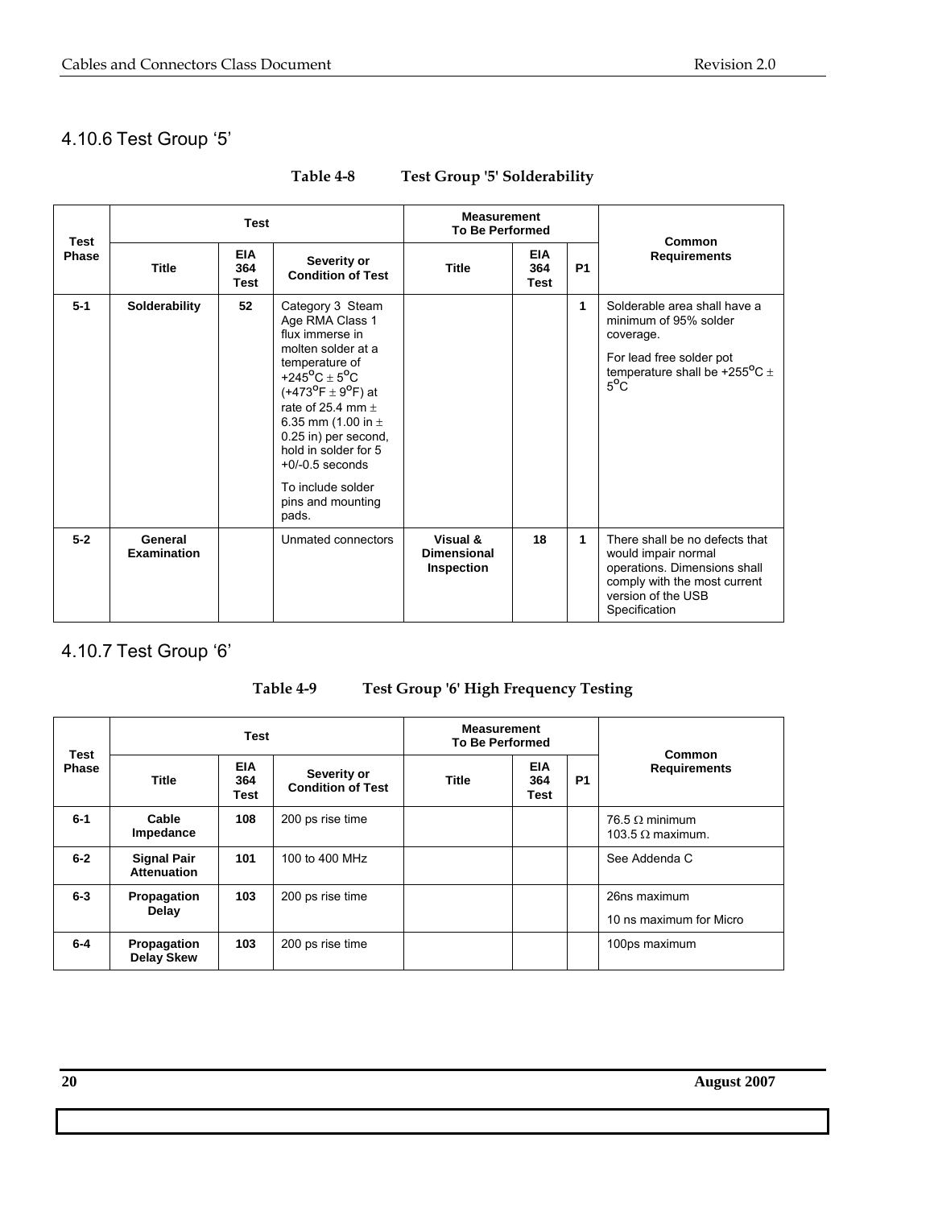### 4.10.6 Test Group '5'

**Table 4-8 Test Group '5' Solderability**

| Test Phase | Test | | | Measurement To Be Performed | | | Common Requirements |
|---|---|---|---|---|---|---|---|
| | **Title** | **EIA 364 Test** | **Severity or Condition of Test** | **Title** | **EIA 364 Test** | **P1** | |
| **5-1** | **Solderability** | **52** | Category 3 Steam Age RMA Class 1 flux immerse in molten solder at a temperature of +245°C ± 5°C (+473°F ± 9°F) at rate of 25.4 mm ± 6.35 mm (1.00 in ± 0.25 in) per second, hold in solder for 5 +0/-0.5 seconds<br><br>To include solder pins and mounting pads. | | | **1** | Solderable area shall have a minimum of 95% solder coverage.<br><br>For lead free solder pot temperature shall be +255°C ± 5°C |
| **5-2** | **General Examination** | | Unmated connectors | **Visual & Dimensional Inspection** | **18** | **1** | There shall be no defects that would impair normal operations. Dimensions shall comply with the most current version of the USB Specification |

### 4.10.7 Test Group '6'

**Table 4-9 Test Group '6' High Frequency Testing**

| Test Phase | Test | | | Measurement To Be Performed | | | Common Requirements |
|---|---|---|---|---|---|---|---|
| | **Title** | **EIA 364 Test** | **Severity or Condition of Test** | **Title** | **EIA 364 Test** | **P1** | |
| **6-1** | **Cable Impedance** | **108** | 200 ps rise time | | | | 76.5 Ω minimum<br>103.5 Ω maximum. |
| **6-2** | **Signal Pair Attenuation** | **101** | 100 to 400 MHz | | | | See Addenda C |
| **6-3** | **Propagation Delay** | **103** | 200 ps rise time | | | | 26ns maximum<br><br>10 ns maximum for Micro |
| **6-4** | **Propagation Delay Skew** | **103** | 200 ps rise time | | | | 100ps maximum |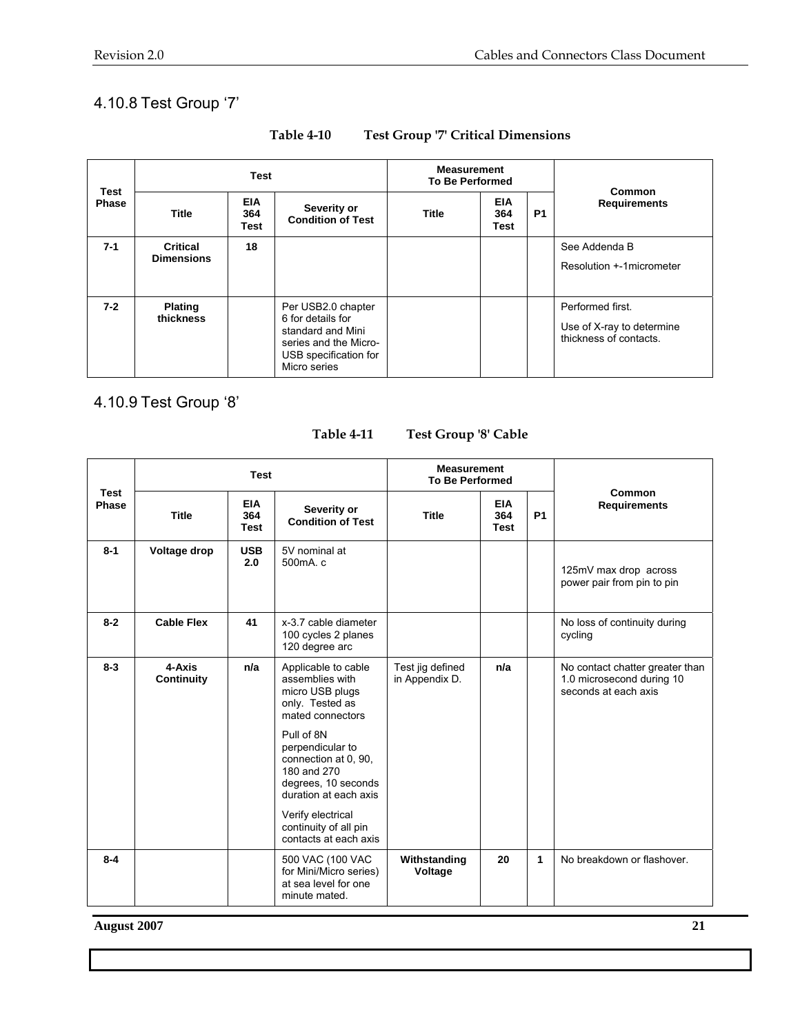## 4.10.8 Test Group '7'

**Table 4-10 Test Group '7' Critical Dimensions**

| Test Phase | Test | | | Measurement To Be Performed | | | Common Requirements |
|---|---|---|---|---|---|---|---|
| | **Title** | **EIA 364 Test** | **Severity or Condition of Test** | **Title** | **EIA 364 Test** | **P1** | |
| **7-1** | **Critical Dimensions** | **18** | | | | | See Addenda B<br><br>Resolution +-1micrometer |
| **7-2** | **Plating thickness** | | Per USB2.0 chapter 6 for details for standard and Mini series and the Micro-USB specification for Micro series | | | | Performed first.<br><br>Use of X-ray to determine thickness of contacts. |

## 4.10.9 Test Group '8'

**Table 4-11 Test Group '8' Cable**

| Test Phase | Test | | | Measurement To Be Performed | | | Common Requirements |
|---|---|---|---|---|---|---|---|
| | **Title** | **EIA 364 Test** | **Severity or Condition of Test** | **Title** | **EIA 364 Test** | **P1** | |
| **8-1** | **Voltage drop** | **USB 2.0** | 5V nominal at 500mA. c | | | | 125mV max drop across power pair from pin to pin |
| **8-2** | **Cable Flex** | **41** | x-3.7 cable diameter 100 cycles 2 planes 120 degree arc | | | | No loss of continuity during cycling |
| **8-3** | **4-Axis Continuity** | **n/a** | Applicable to cable assemblies with micro USB plugs only. Tested as mated connectors<br><br>Pull of 8N perpendicular to connection at 0, 90, 180 and 270 degrees, 10 seconds duration at each axis<br><br>Verify electrical continuity of all pin contacts at each axis | Test jig defined in Appendix D. | **n/a** | | No contact chatter greater than 1.0 microsecond during 10 seconds at each axis |
| **8-4** | | | 500 VAC (100 VAC for Mini/Micro series) at sea level for one minute mated. | **Withstanding Voltage** | **20** | **1** | No breakdown or flashover. |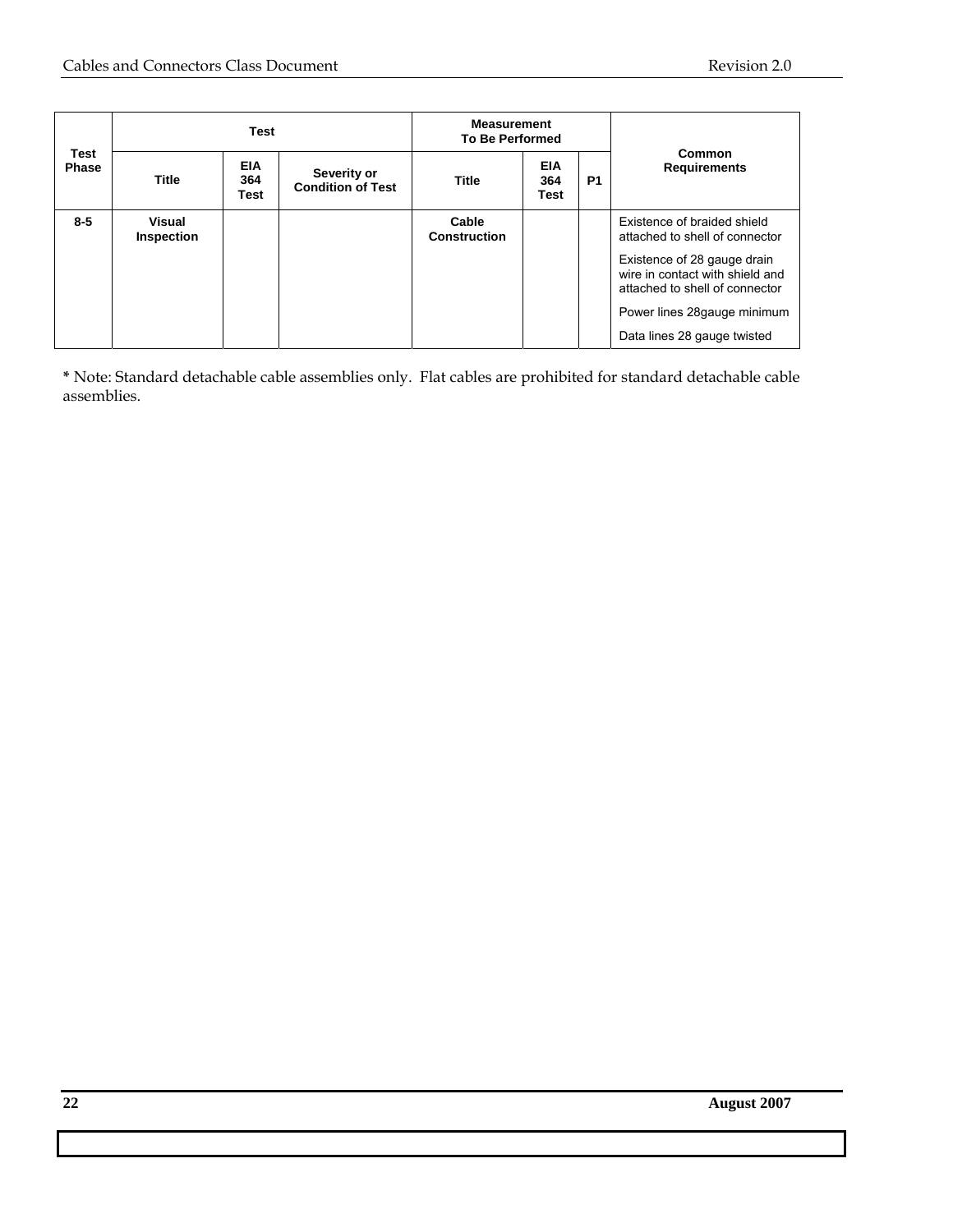| Test Phase | Test | | | Measurement To Be Performed | | | Common Requirements |
|---|---|---|---|---|---|---|---|
| | Title | EIA 364 Test | Severity or Condition of Test | Title | EIA 364 Test | P1 | |
| 8-5 | Visual Inspection | | | Cable Construction | | | Existence of braided shield attached to shell of connector |
| | | | | | | | Existence of 28 gauge drain wire in contact with shield and attached to shell of connector |
| | | | | | | | Power lines 28gauge minimum |
| | | | | | | | Data lines 28 gauge twisted |

* Note: Standard detachable cable assemblies only. Flat cables are prohibited for standard detachable cable assemblies.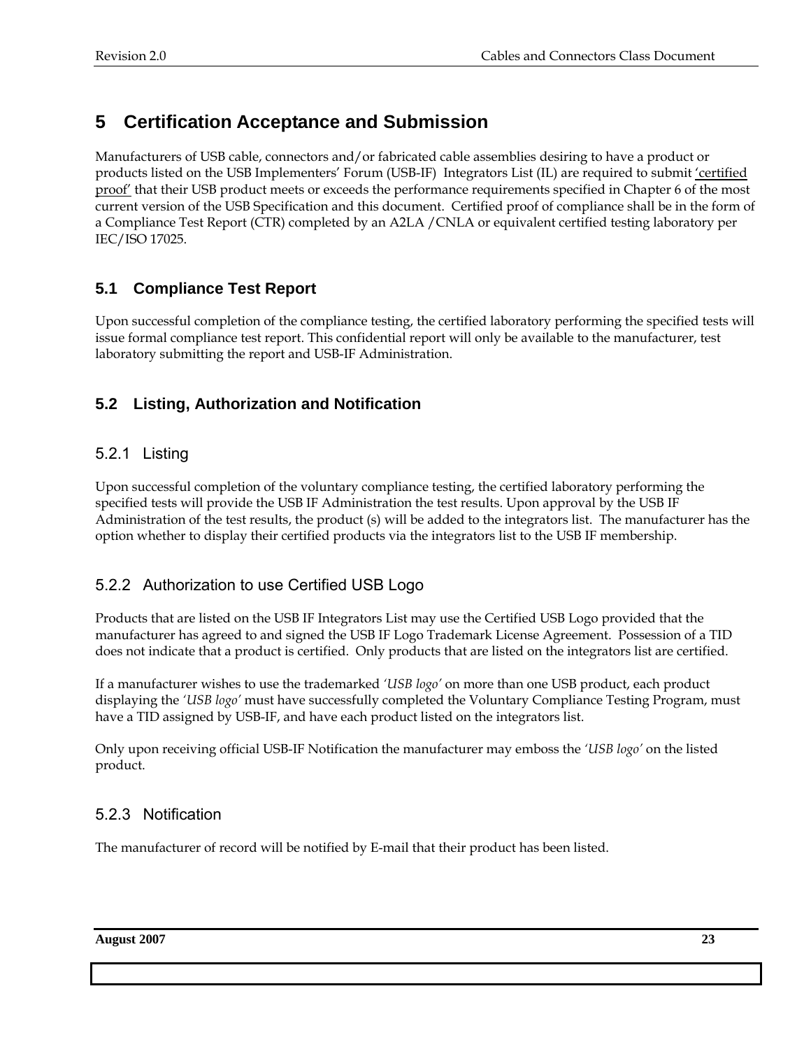# 5 Certification Acceptance and Submission

Manufacturers of USB cable, connectors and/or fabricated cable assemblies desiring to have a product or products listed on the USB Implementers' Forum (USB-IF) Integrators List (IL) are required to submit <u>'certified proof'</u> that their USB product meets or exceeds the performance requirements specified in Chapter 6 of the most current version of the USB Specification and this document. Certified proof of compliance shall be in the form of a Compliance Test Report (CTR) completed by an A2LA /CNLA or equivalent certified testing laboratory per IEC/ISO 17025.

## 5.1 Compliance Test Report

Upon successful completion of the compliance testing, the certified laboratory performing the specified tests will issue formal compliance test report. This confidential report will only be available to the manufacturer, test laboratory submitting the report and USB-IF Administration.

## 5.2 Listing, Authorization and Notification

### 5.2.1 Listing

Upon successful completion of the voluntary compliance testing, the certified laboratory performing the specified tests will provide the USB IF Administration the test results. Upon approval by the USB IF Administration of the test results, the product (s) will be added to the integrators list. The manufacturer has the option whether to display their certified products via the integrators list to the USB IF membership.

### 5.2.2 Authorization to use Certified USB Logo

Products that are listed on the USB IF Integrators List may use the Certified USB Logo provided that the manufacturer has agreed to and signed the USB IF Logo Trademark License Agreement. Possession of a TID does not indicate that a product is certified. Only products that are listed on the integrators list are certified.

If a manufacturer wishes to use the trademarked *'USB logo'* on more than one USB product, each product displaying the *'USB logo'* must have successfully completed the Voluntary Compliance Testing Program, must have a TID assigned by USB-IF, and have each product listed on the integrators list.

Only upon receiving official USB-IF Notification the manufacturer may emboss the *'USB logo'* on the listed product.

### 5.2.3 Notification

The manufacturer of record will be notified by E-mail that their product has been listed.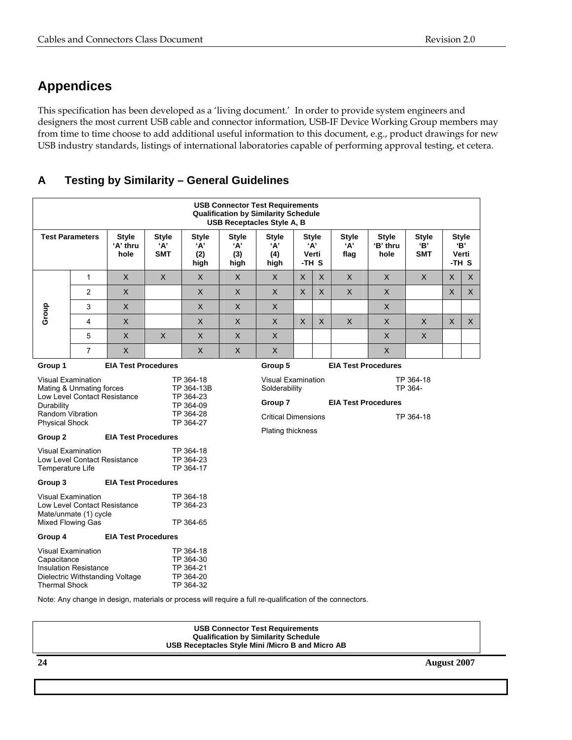# Appendices

This specification has been developed as a 'living document.' In order to provide system engineers and designers the most current USB cable and connector information, USB-IF Device Working Group members may from time to time choose to add additional useful information to this document, e.g., product drawings for new USB industry standards, listings of international laboratories capable of performing approval testing, et cetera.

## A Testing by Similarity – General Guidelines

**USB Connector Test Requirements**
**Qualification by Similarity Schedule**
**USB Receptacles Style A, B**

| Test Parameters | | Style 'A' thru hole | Style 'A' SMT | Style 'A' (2) high | Style 'A' (3) high | Style 'A' (4) high | Style 'A' Verti -TH | Style 'A' Verti S | Style 'A' flag | Style 'B' thru hole | Style 'B' SMT | Style 'B' Verti -TH | Style 'B' Verti S |
|---|---|---|---|---|---|---|---|---|---|---|---|---|---|
| Group | 1 | X | X | X | X | X | X | X | X | X | X | X | X |
| | 2 | X | | X | X | X | X | X | X | X | | X | X |
| | 3 | X | | X | X | X | | | | X | | | |
| | 4 | X | | X | X | X | X | X | X | X | X | X | X |
| | 5 | X | X | X | X | X | | | | X | X | | |
| | 7 | X | | X | X | X | | | | X | | | |

| Group 1 | EIA Test Procedures |
|---|---|
| Visual Examination | TP 364-18 |
| Mating & Unmating forces | TP 364-13B |
| Low Level Contact Resistance | TP 364-23 |
| Durability | TP 364-09 |
| Random Vibration | TP 364-28 |
| Physical Shock | TP 364-27 |

| Group 2 | EIA Test Procedures |
|---|---|
| Visual Examination | TP 364-18 |
| Low Level Contact Resistance | TP 364-23 |
| Temperature Life | TP 364-17 |

| Group 3 | EIA Test Procedures |
|---|---|
| Visual Examination | TP 364-18 |
| Low Level Contact Resistance | TP 364-23 |
| Mate/unmate (1) cycle | |
| Mixed Flowing Gas | TP 364-65 |

| Group 4 | EIA Test Procedures |
|---|---|
| Visual Examination | TP 364-18 |
| Capacitance | TP 364-30 |
| Insulation Resistance | TP 364-21 |
| Dielectric Withstanding Voltage | TP 364-20 |
| Thermal Shock | TP 364-32 |

| Group 5 | EIA Test Procedures |
|---|---|
| Visual Examination | TP 364-18 |
| Solderability | TP 364- |

| Group 7 | EIA Test Procedures |
|---|---|
| Critical Dimensions | TP 364-18 |
| Plating thickness | |

Note: Any change in design, materials or process will require a full re-qualification of the connectors.

**USB Connector Test Requirements**
**Qualification by Similarity Schedule**
**USB Receptacles Style Mini /Micro B and Micro AB**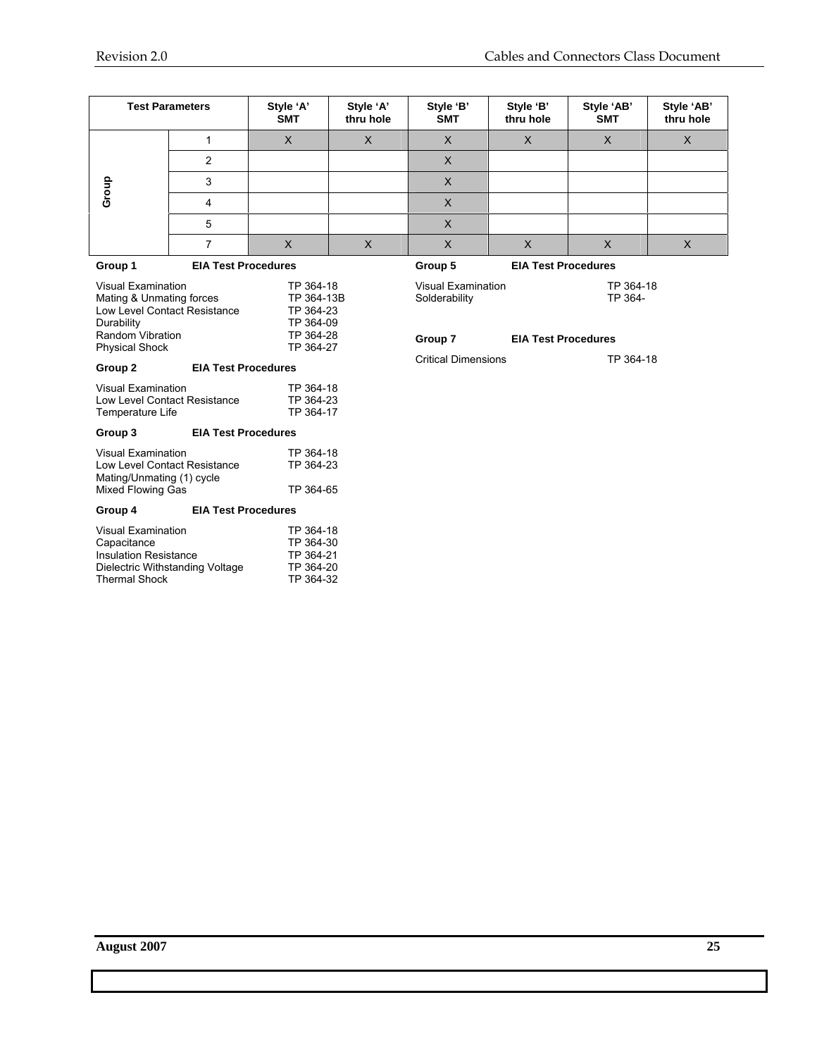| Test Parameters | | Style 'A' SMT | Style 'A' thru hole | Style 'B' SMT | Style 'B' thru hole | Style 'AB' SMT | Style 'AB' thru hole |
|---|---|---|---|---|---|---|---|
| Group | 1 | X | X | X | X | X | X |
| | 2 | | | X | | | |
| | 3 | | | X | | | |
| | 4 | | | X | | | |
| | 5 | | | X | | | |
| | 7 | X | X | X | X | X | X |

| Group 1 | EIA Test Procedures |
|---|---|
| Visual Examination | TP 364-18 |
| Mating & Unmating forces | TP 364-13B |
| Low Level Contact Resistance | TP 364-23 |
| Durability | TP 364-09 |
| Random Vibration | TP 364-28 |
| Physical Shock | TP 364-27 |

| Group 2 | EIA Test Procedures |
|---|---|
| Visual Examination | TP 364-18 |
| Low Level Contact Resistance | TP 364-23 |
| Temperature Life | TP 364-17 |

| Group 3 | EIA Test Procedures |
|---|---|
| Visual Examination | TP 364-18 |
| Low Level Contact Resistance | TP 364-23 |
| Mating/Unmating (1) cycle | |
| Mixed Flowing Gas | TP 364-65 |

| Group 4 | EIA Test Procedures |
|---|---|
| Visual Examination | TP 364-18 |
| Capacitance | TP 364-30 |
| Insulation Resistance | TP 364-21 |
| Dielectric Withstanding Voltage | TP 364-20 |
| Thermal Shock | TP 364-32 |

| Group 5 | EIA Test Procedures |
|---|---|
| Visual Examination | TP 364-18 |
| Solderability | TP 364- |

| Group 7 | EIA Test Procedures |
|---|---|
| Critical Dimensions | TP 364-18 |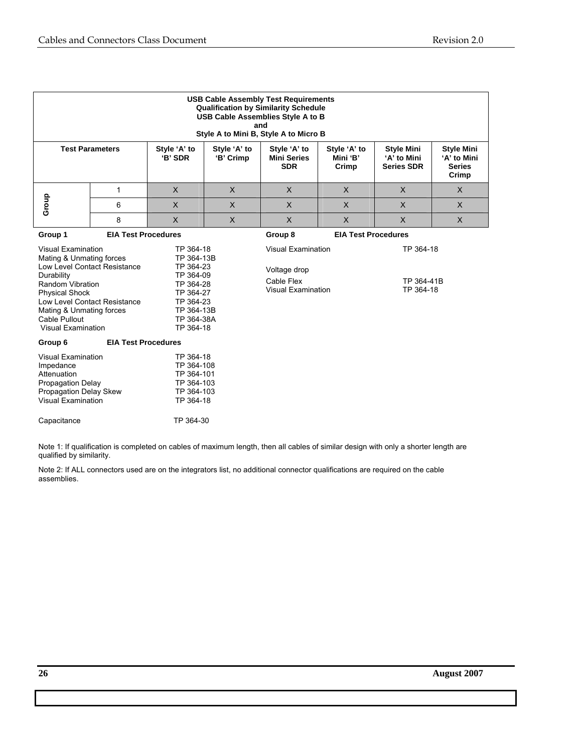**USB Cable Assembly Test Requirements**
**Qualification by Similarity Schedule**
**USB Cable Assemblies Style A to B**
**and**
**Style A to Mini B, Style A to Micro B**

| Test Parameters | | Style 'A' to 'B' SDR | Style 'A' to 'B' Crimp | Style 'A' to Mini Series SDR | Style 'A' to Mini 'B' Crimp | Style Mini 'A' to Mini Series SDR | Style Mini 'A' to Mini Series Crimp |
|---|---|---|---|---|---|---|---|
| Group | 1 | X | X | X | X | X | X |
| | 6 | X | X | X | X | X | X |
| | 8 | X | X | X | X | X | X |

**Group 1** **EIA Test Procedures**

| | |
|---|---|
| Visual Examination | TP 364-18 |
| Mating & Unmating forces | TP 364-13B |
| Low Level Contact Resistance | TP 364-23 |
| Durability | TP 364-09 |
| Random Vibration | TP 364-28 |
| Physical Shock | TP 364-27 |
| Low Level Contact Resistance | TP 364-23 |
| Mating & Unmating forces | TP 364-13B |
| Cable Pullout | TP 364-38A |
| Visual Examination | TP 364-18 |

**Group 6** **EIA Test Procedures**

| | |
|---|---|
| Visual Examination | TP 364-18 |
| Impedance | TP 364-108 |
| Attenuation | TP 364-101 |
| Propagation Delay | TP 364-103 |
| Propagation Delay Skew | TP 364-103 |
| Visual Examination | TP 364-18 |
| Capacitance | TP 364-30 |

**Group 8** **EIA Test Procedures**

| | |
|---|---|
| Visual Examination | TP 364-18 |
| Voltage drop | |
| Cable Flex | TP 364-41B |
| Visual Examination | TP 364-18 |

Note 1: If qualification is completed on cables of maximum length, then all cables of similar design with only a shorter length are qualified by similarity.

Note 2: If ALL connectors used are on the integrators list, no additional connector qualifications are required on the cable assemblies.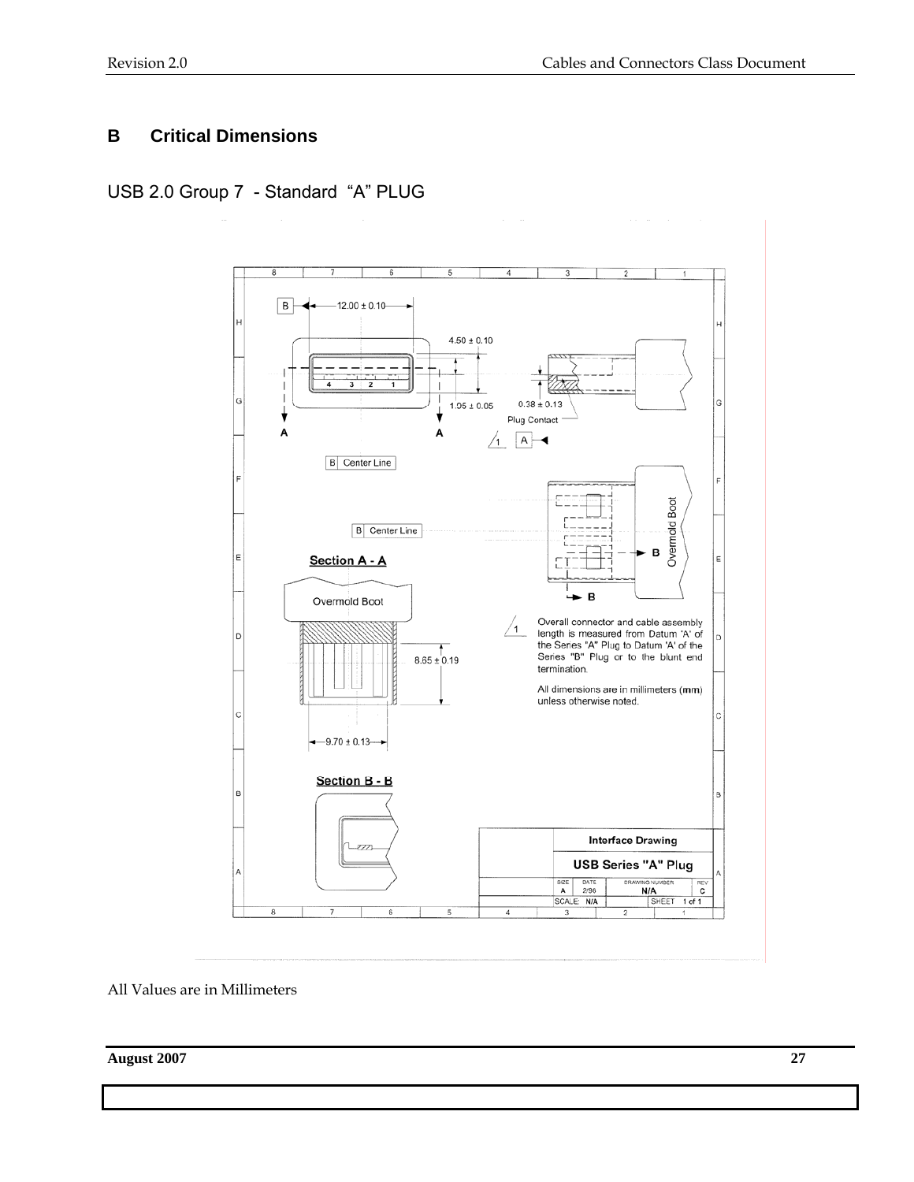## B Critical Dimensions

USB 2.0 Group 7 - Standard "A" PLUG

B ← 12.00 ± 0.10 →

4.50 ± 0.10

1.95 ± 0.05

0.38 ± 0.13

Plug Contact

A A

1 A

B Center Line

B Center Line

Section A - A

Overmold Boot

8.65 ± 0.19

9.70 ± 0.13

Overmold Boot

B

B

1 Overall connector and cable assembly length is measured from Datum 'A' of the Series "A" Plug to Datum 'A' of the Series "B" Plug or to the blunt end termination.

All dimensions are in millimeters (mm) unless otherwise noted.

Section B - B

| Interface Drawing | | | |
|---|---|---|---|
| USB Series "A" Plug | | | |
| SIZE A | DATE 2/96 | DRAWING NUMBER N/A | REV C |
| SCALE: N/A | | SHEET 1 of 1 | |

All Values are in Millimeters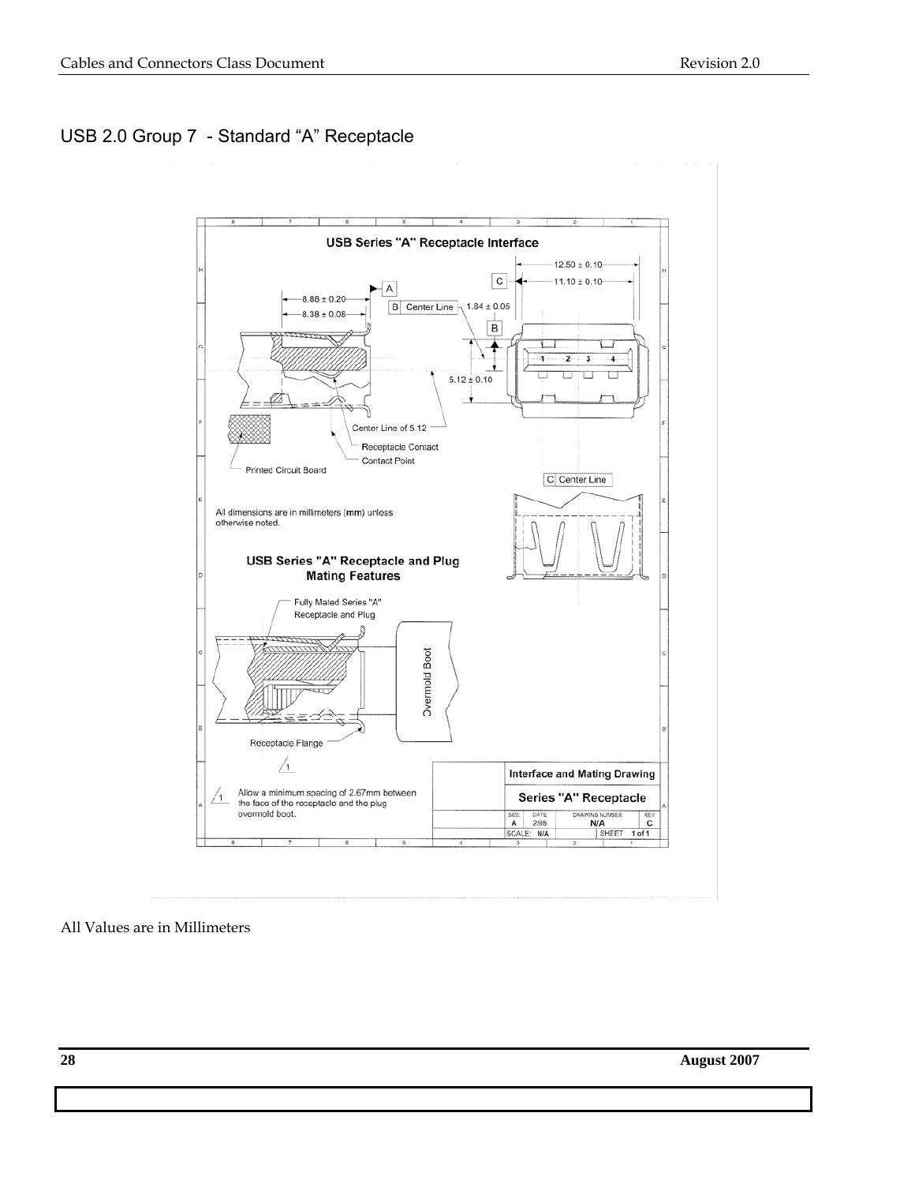## USB 2.0 Group 7 - Standard "A" Receptacle

**USB Series "A" Receptacle Interface**

12.50 ± 0.10

C

11.10 ± 0.10

A

8.88 ± 0.20

8.38 ± 0.08

B Center Line

1.84 ± 0.05

B

1 2 3 4

5.12 ± 0.10

Center Line of 5.12

Receptacle Contact

Contact Point

Printed Circuit Board

C Center Line

All dimensions are in millimeters (**mm**) unless otherwise noted.

**USB Series "A" Receptacle and Plug Mating Features**

Fully Mated Series "A" Receptacle and Plug

Overmold Boot

Receptacle Flange

1

1 Allow a minimum spacing of 2.67mm between the face of the receptacle and the plug overmold boot.

| Interface and Mating Drawing | | | |
| --- | --- | --- | --- |
| Series "A" Receptacle | | | |
| SIZE: A | DATE: 2/98 | DRAWING NUMBER: N/A | REV: C |
| SCALE: N/A | | SHEET 1 of 1 | |

All Values are in Millimeters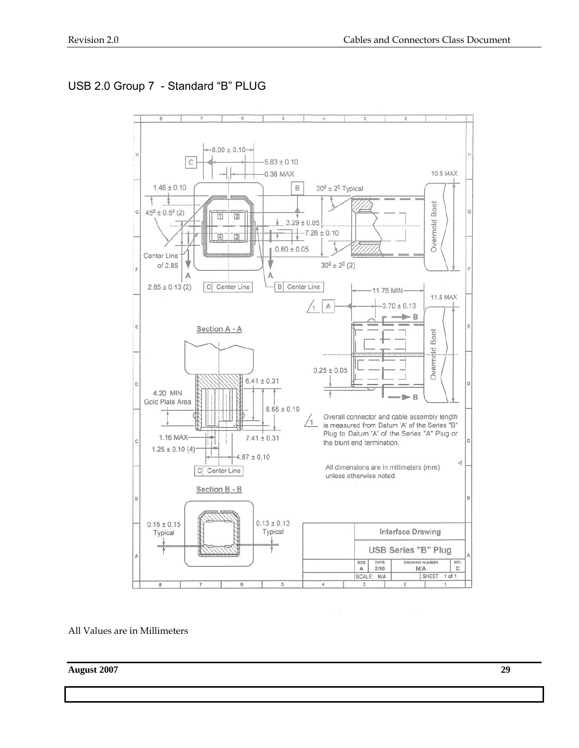# USB 2.0 Group 7 - Standard "B" PLUG

8.00 ± 0.10
5.83 ± 0.10
0.38 MAX
10.5 MAX
1.46 ± 0.10
30⁰ ± 2⁰ Typical
45⁰ ± 0.5⁰ (2)
3.29 ± 0.05
7.26 ± 0.10
0.80 ± 0.05
Center Line of 2.85
30⁰ ± 2⁰ (2)
2.85 ± 0.13 (2)
C Center Line
B Center Line
Overmold Boot
11.75 MIN
11.5 MAX
3.70 ± 0.13
0.25 ± 0.05

Section A - A

6.41 ± 0.31
4.20 MIN Gold Plate Area
8.65 ± 0.19
1.16 MAX
7.41 ± 0.31
1.25 ± 0.10 (4)
4.67 ± 0.10
C Center Line

Section B - B

0.16 ± 0.15 Typical
0.13 ± 0.13 Typical

1 Overall connector and cable assembly length is measured from Datum 'A' of the Series "B" Plug to Datum 'A' of the Series "A" Plug or the blunt end termination.

All dimensions are in millimeters (mm) unless otherwise noted.

| Interface Drawing | | | |
|---|---|---|---|
| USB Series "B" Plug | | | |
| SIZE A | DATE 2/98 | DRAWING NUMBER N/A | REV C |
| SCALE: N/A | | SHEET 1 of 1 | |

All Values are in Millimeters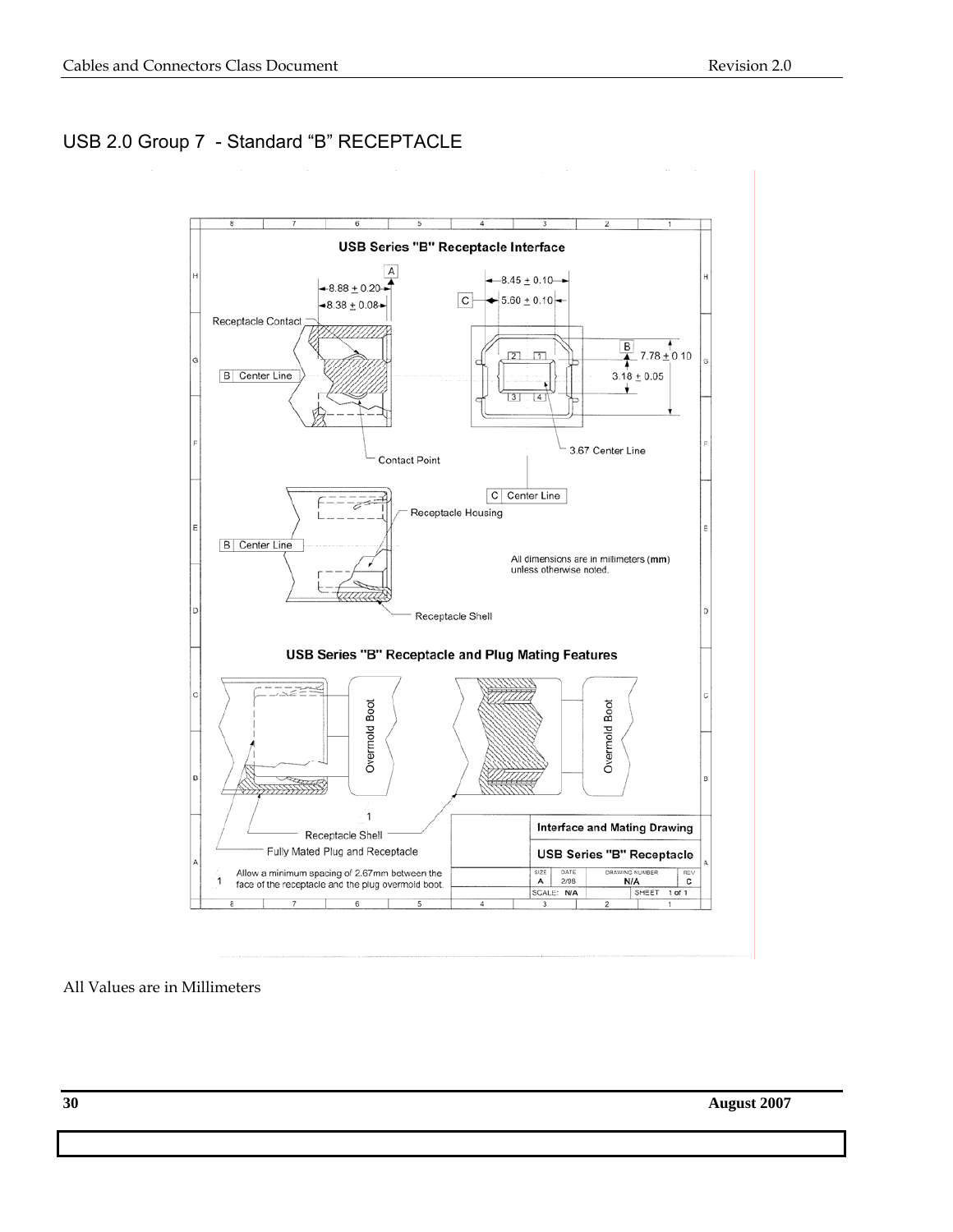## USB 2.0 Group 7 - Standard “B” RECEPTACLE

### USB Series "B" Receptacle Interface

A

8.88 ± 0.20

8.38 ± 0.08

Receptacle Contact

B Center Line

Contact Point

8.45 ± 0.10

C 5.60 ± 0.10

B 7.78 ± 0.10

3.18 ± 0.05

2 1

3 4

3.67 Center Line

C Center Line

Receptacle Housing

B Center Line

All dimensions are in millimeters (**mm**) unless otherwise noted.

Receptacle Shell

### USB Series "B" Receptacle and Plug Mating Features

Overmold Boot

Overmold Boot

1

Receptacle Shell

Fully Mated Plug and Receptacle

1 Allow a minimum spacing of 2.67mm between the face of the receptacle and the plug overmold boot.

| Interface and Mating Drawing | | | |
|---|---|---|---|
| USB Series "B" Receptacle | | | |
| SIZE A | DATE 2/98 | DRAWING NUMBER N/A | REV C |
| SCALE: N/A | | SHEET 1 of 1 | |

All Values are in Millimeters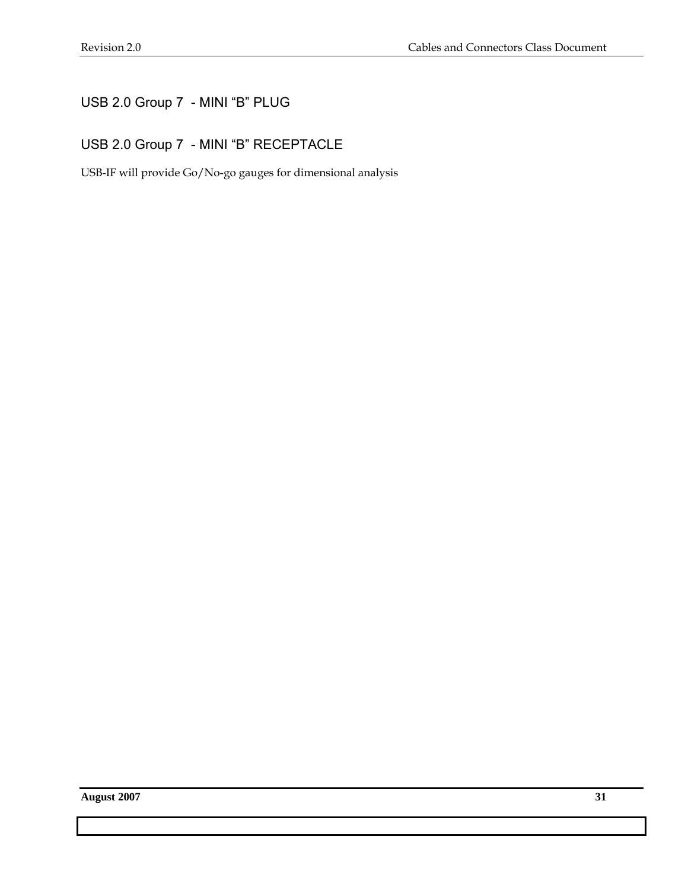## USB 2.0 Group 7 - MINI “B” PLUG

## USB 2.0 Group 7 - MINI “B” RECEPTACLE

USB-IF will provide Go/No-go gauges for dimensional analysis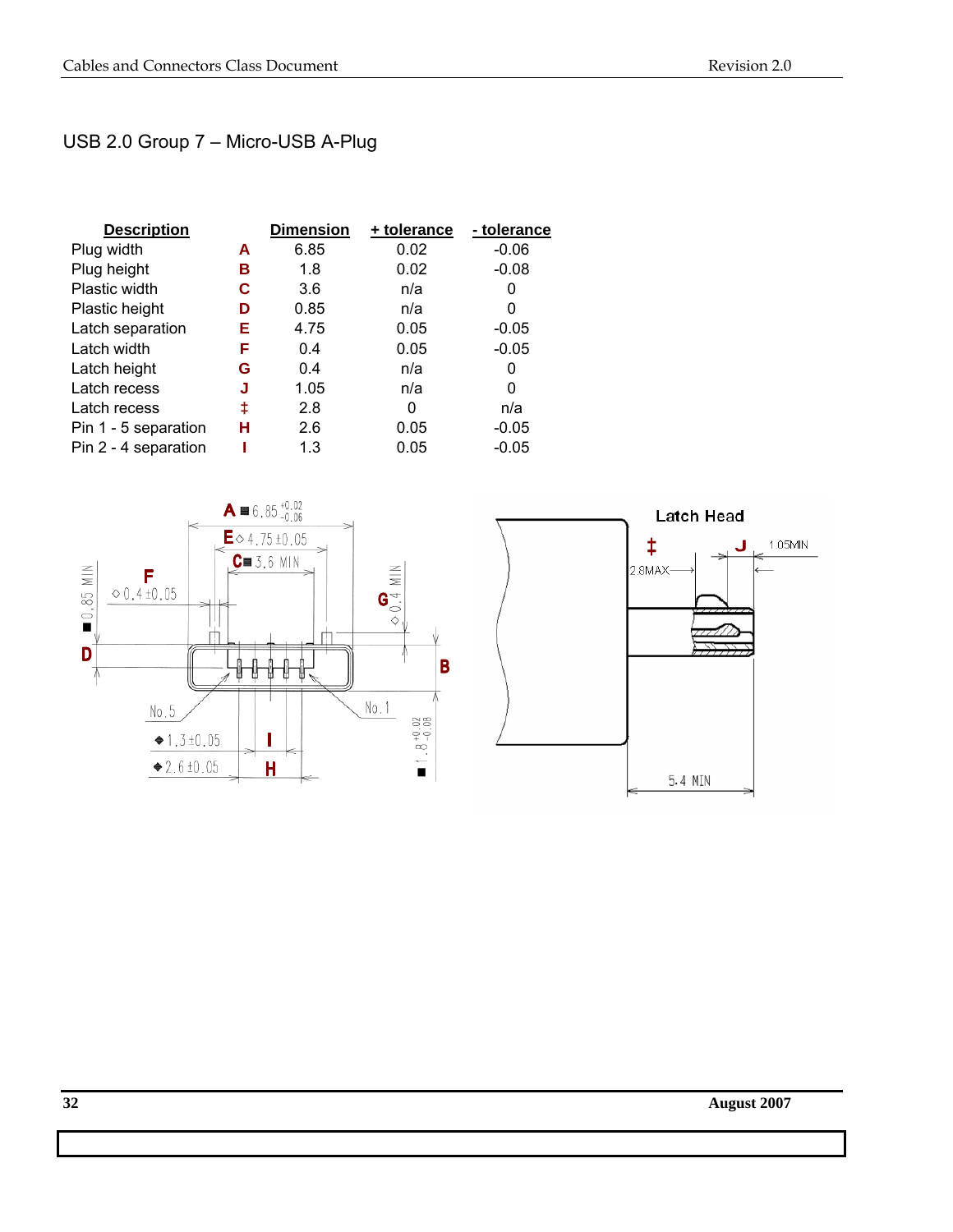## USB 2.0 Group 7 – Micro-USB A-Plug

| Description | | Dimension | + tolerance | - tolerance |
|---|---|---|---|---|
| Plug width | A | 6.85 | 0.02 | -0.06 |
| Plug height | B | 1.8 | 0.02 | -0.08 |
| Plastic width | C | 3.6 | n/a | 0 |
| Plastic height | D | 0.85 | n/a | 0 |
| Latch separation | E | 4.75 | 0.05 | -0.05 |
| Latch width | F | 0.4 | 0.05 | -0.05 |
| Latch height | G | 0.4 | n/a | 0 |
| Latch recess | J | 1.05 | n/a | 0 |
| Latch recess | ‡ | 2.8 | 0 | n/a |
| Pin 1 - 5 separation | H | 2.6 | 0.05 | -0.05 |
| Pin 2 - 4 separation | I | 1.3 | 0.05 | -0.05 |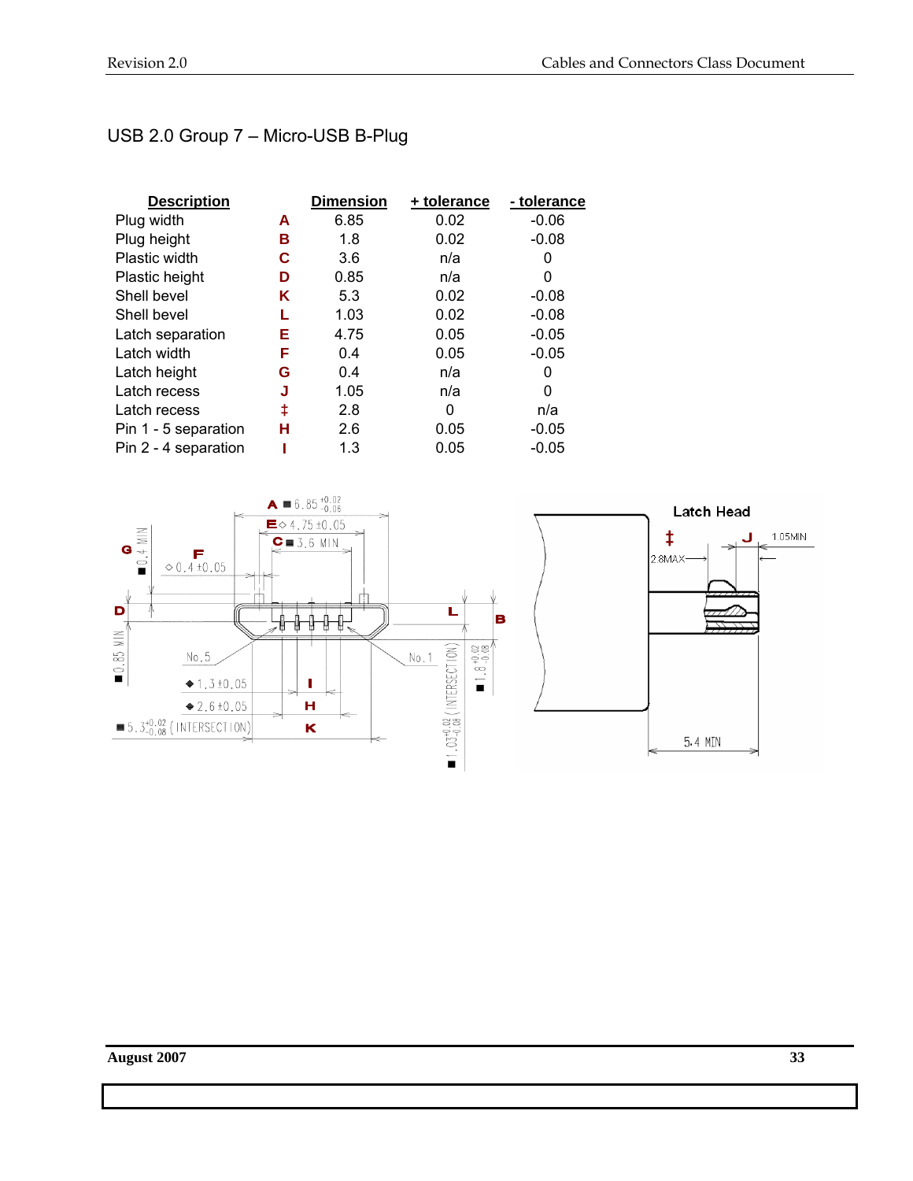## USB 2.0 Group 7 – Micro-USB B-Plug

| Description | | Dimension | + tolerance | - tolerance |
|---|---|---|---|---|
| Plug width | A | 6.85 | 0.02 | -0.06 |
| Plug height | B | 1.8 | 0.02 | -0.08 |
| Plastic width | C | 3.6 | n/a | 0 |
| Plastic height | D | 0.85 | n/a | 0 |
| Shell bevel | K | 5.3 | 0.02 | -0.08 |
| Shell bevel | L | 1.03 | 0.02 | -0.08 |
| Latch separation | E | 4.75 | 0.05 | -0.05 |
| Latch width | F | 0.4 | 0.05 | -0.05 |
| Latch height | G | 0.4 | n/a | 0 |
| Latch recess | J | 1.05 | n/a | 0 |
| Latch recess | ‡ | 2.8 | 0 | n/a |
| Pin 1 - 5 separation | H | 2.6 | 0.05 | -0.05 |
| Pin 2 - 4 separation | I | 1.3 | 0.05 | -0.05 |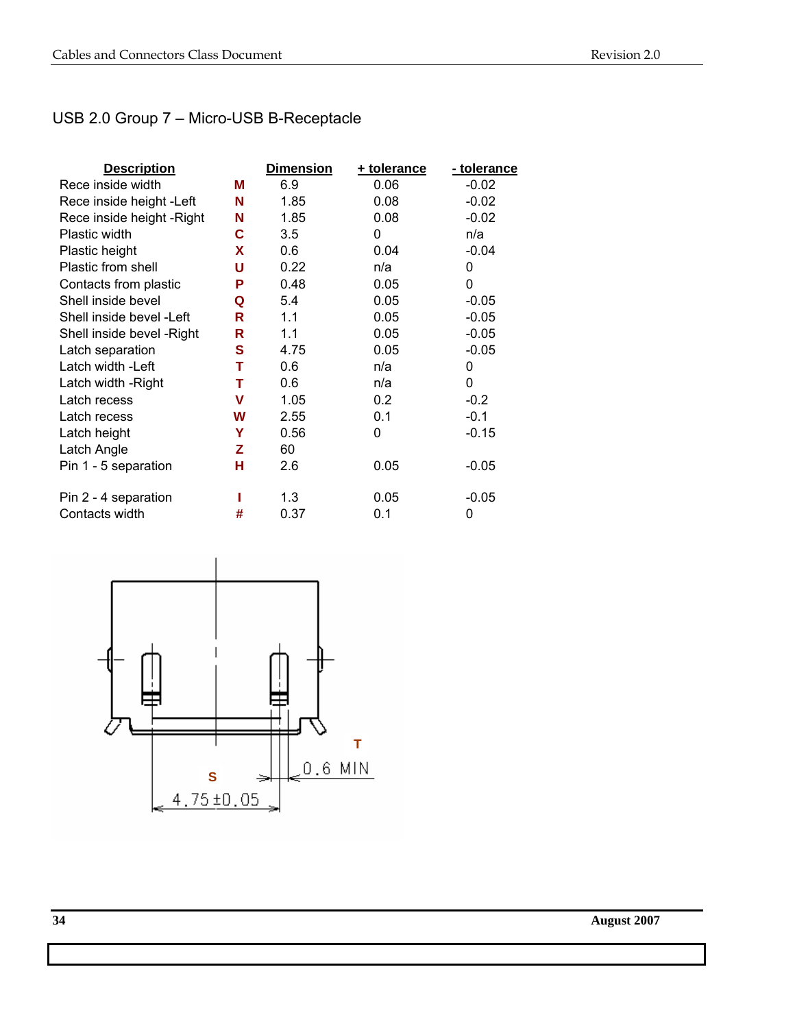## USB 2.0 Group 7 – Micro-USB B-Receptacle

| Description | | Dimension | + tolerance | - tolerance |
|---|---|---|---|---|
| Rece inside width | M | 6.9 | 0.06 | -0.02 |
| Rece inside height -Left | N | 1.85 | 0.08 | -0.02 |
| Rece inside height -Right | N | 1.85 | 0.08 | -0.02 |
| Plastic width | C | 3.5 | 0 | n/a |
| Plastic height | X | 0.6 | 0.04 | -0.04 |
| Plastic from shell | U | 0.22 | n/a | 0 |
| Contacts from plastic | P | 0.48 | 0.05 | 0 |
| Shell inside bevel | Q | 5.4 | 0.05 | -0.05 |
| Shell inside bevel -Left | R | 1.1 | 0.05 | -0.05 |
| Shell inside bevel -Right | R | 1.1 | 0.05 | -0.05 |
| Latch separation | S | 4.75 | 0.05 | -0.05 |
| Latch width -Left | T | 0.6 | n/a | 0 |
| Latch width -Right | T | 0.6 | n/a | 0 |
| Latch recess | V | 1.05 | 0.2 | -0.2 |
| Latch recess | W | 2.55 | 0.1 | -0.1 |
| Latch height | Y | 0.56 | 0 | -0.15 |
| Latch Angle | Z | 60 | | |
| Pin 1 - 5 separation | H | 2.6 | 0.05 | -0.05 |
| Pin 2 - 4 separation | I | 1.3 | 0.05 | -0.05 |
| Contacts width | # | 0.37 | 0.1 | 0 |

T

0.6 MIN

S

4.75 ±0.05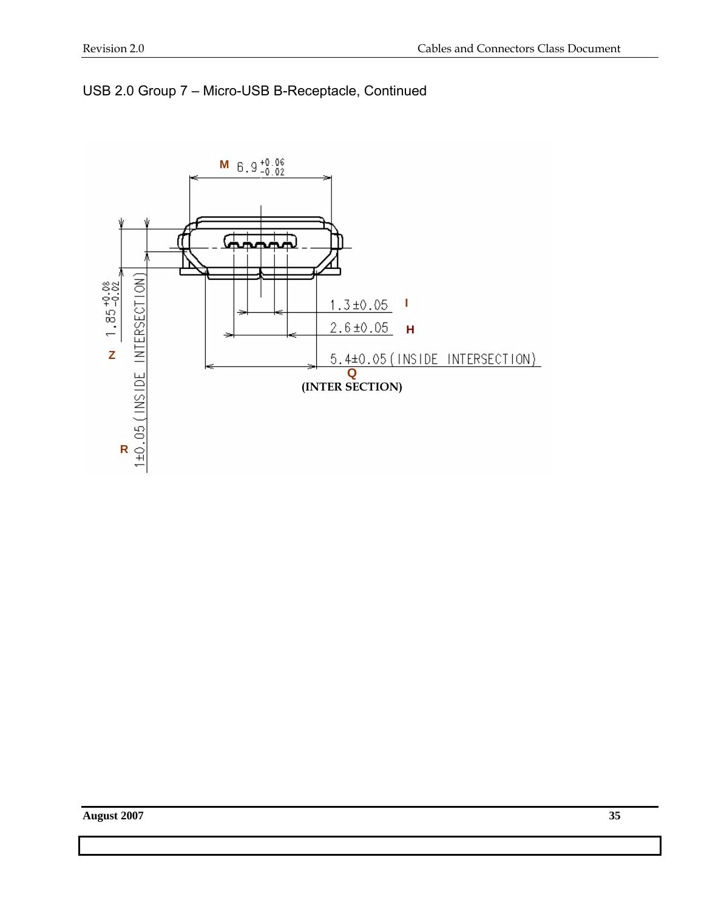## USB 2.0 Group 7 – Micro-USB B-Receptacle, Continued

M $6.9^{+0.06}_{-0.02}$

1.3±0.05 I

2.6±0.05 H

5.4±0.05 (INSIDE INTERSECTION) Q

(INTER SECTION)

Z $1.85^{+0.08}_{-0.02}$

R 1±0.05 (INSIDE INTERSECTION)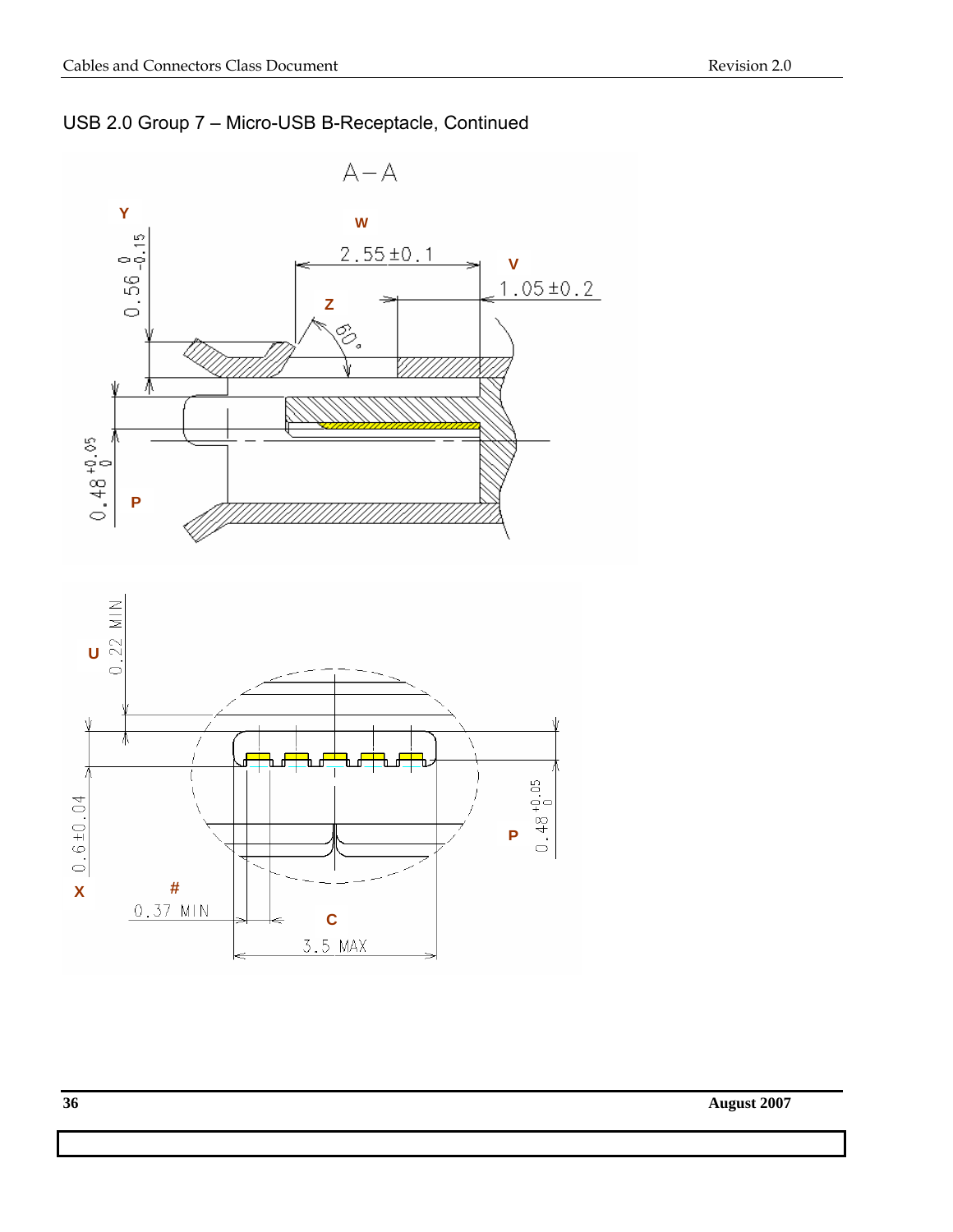## USB 2.0 Group 7 – Micro-USB B-Receptacle, Continued

A–A

Y $0.56^{\ 0}_{-0.15}$

W $2.55 \pm 0.1$

V $1.05 \pm 0.2$

Z $60°$

P $0.48^{+0.05}_{\ 0}$

U 0.22 MIN

X $0.6 \pm 0.04$

P $0.48^{+0.05}_{\ 0}$

# 0.37 MIN

C 3.5 MAX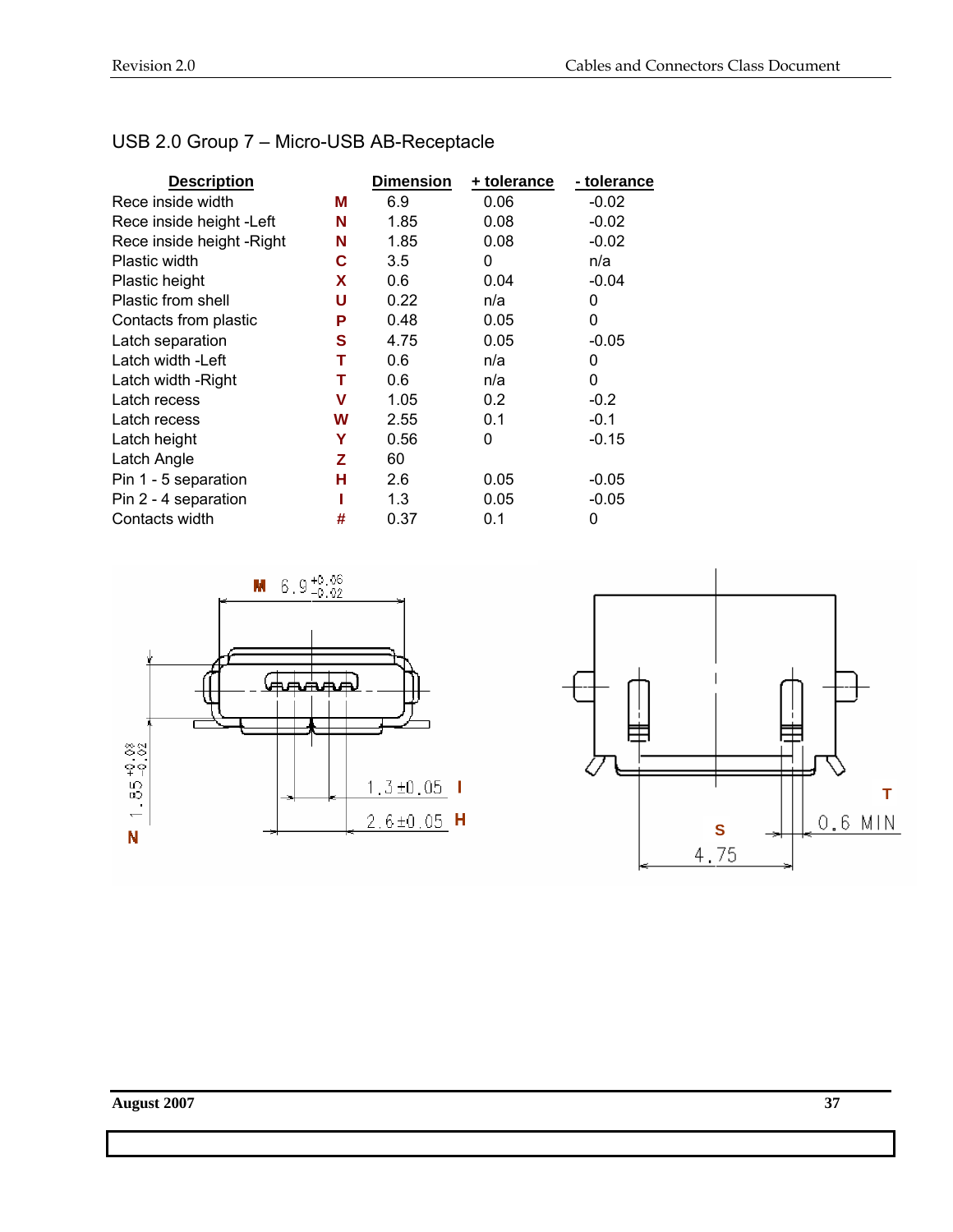## USB 2.0 Group 7 – Micro-USB AB-Receptacle

| Description | | Dimension | + tolerance | - tolerance |
|---|---|---|---|---|
| Rece inside width | M | 6.9 | 0.06 | -0.02 |
| Rece inside height -Left | N | 1.85 | 0.08 | -0.02 |
| Rece inside height -Right | N | 1.85 | 0.08 | -0.02 |
| Plastic width | C | 3.5 | 0 | n/a |
| Plastic height | X | 0.6 | 0.04 | -0.04 |
| Plastic from shell | U | 0.22 | n/a | 0 |
| Contacts from plastic | P | 0.48 | 0.05 | 0 |
| Latch separation | S | 4.75 | 0.05 | -0.05 |
| Latch width -Left | T | 0.6 | n/a | 0 |
| Latch width -Right | T | 0.6 | n/a | 0 |
| Latch recess | V | 1.05 | 0.2 | -0.2 |
| Latch recess | W | 2.55 | 0.1 | -0.1 |
| Latch height | Y | 0.56 | 0 | -0.15 |
| Latch Angle | Z | 60 | | |
| Pin 1 - 5 separation | H | 2.6 | 0.05 | -0.05 |
| Pin 2 - 4 separation | I | 1.3 | 0.05 | -0.05 |
| Contacts width | # | 0.37 | 0.1 | 0 |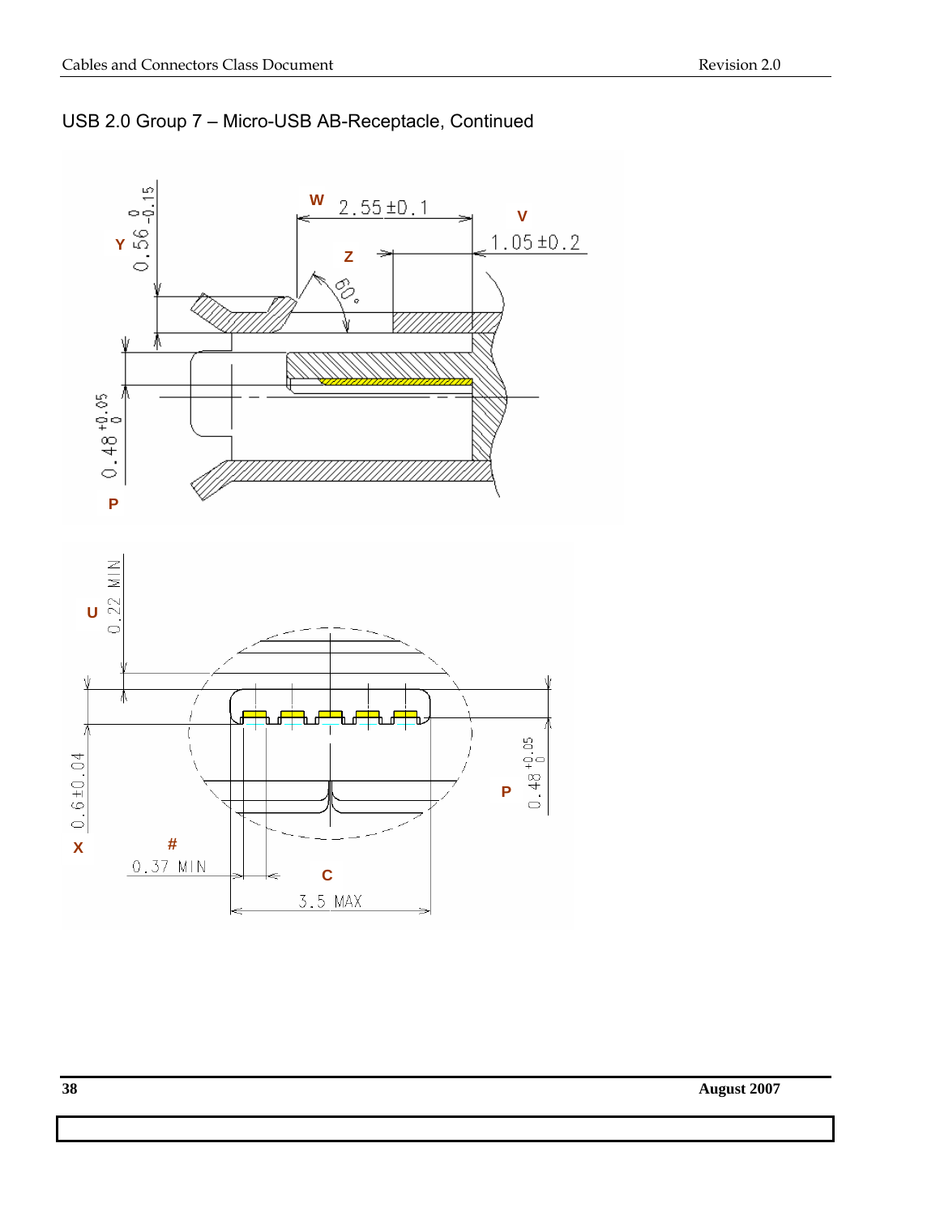## USB 2.0 Group 7 – Micro-USB AB-Receptacle, Continued

W 2.55 ±0.1

V 1.05 ±0.2

Z

Y 0.56 $^{0}_{-0.15}$

60°

P 0.48 $^{+0.05}_{0}$

U 0.22 MIN

X 0.6±0.04

P 0.48 $^{+0.05}_{0}$

# 0.37 MIN

C 3.5 MAX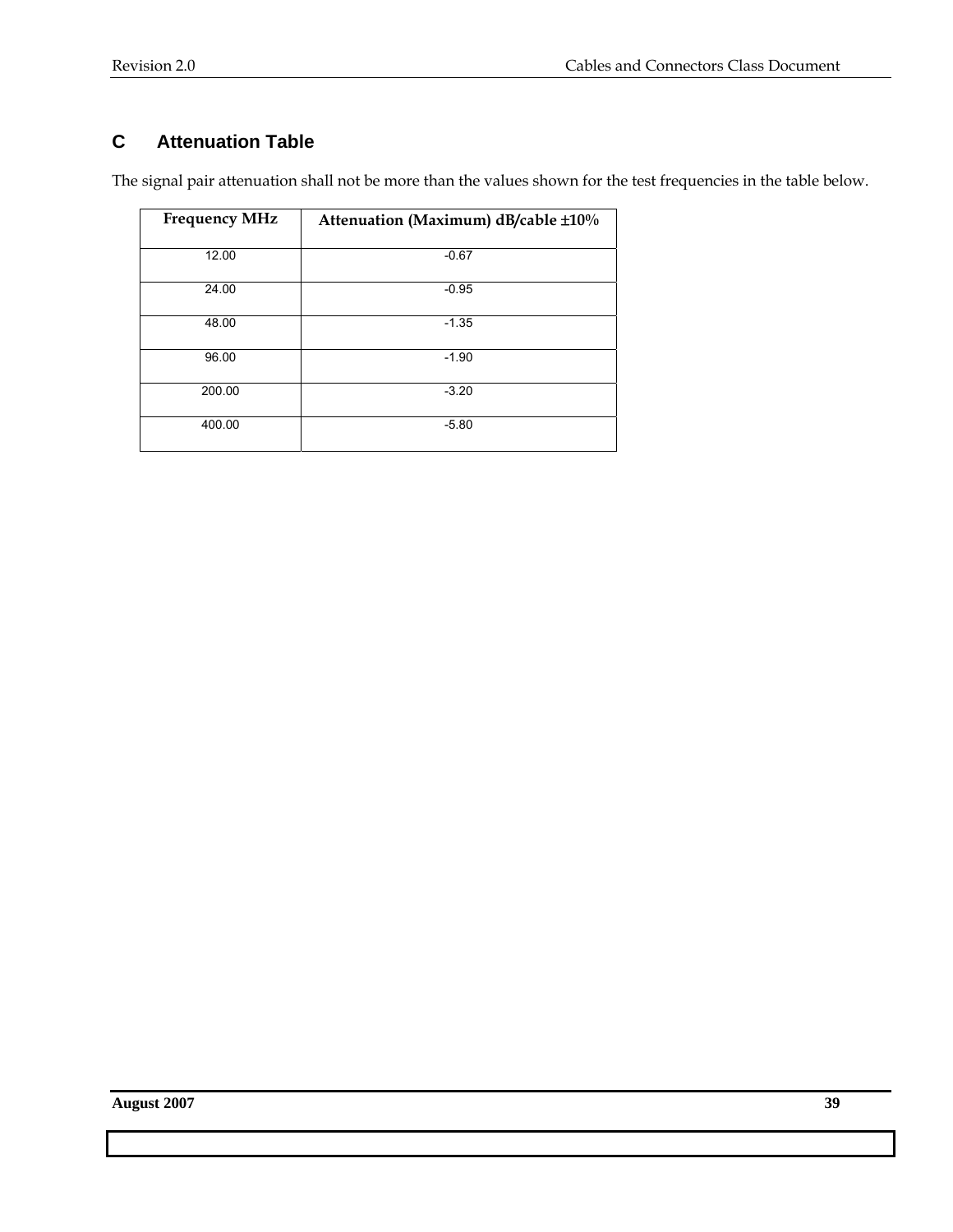## C Attenuation Table

The signal pair attenuation shall not be more than the values shown for the test frequencies in the table below.

| Frequency MHz | Attenuation (Maximum) dB/cable ±10% |
|---|---|
| 12.00 | -0.67 |
| 24.00 | -0.95 |
| 48.00 | -1.35 |
| 96.00 | -1.90 |
| 200.00 | -3.20 |
| 400.00 | -5.80 |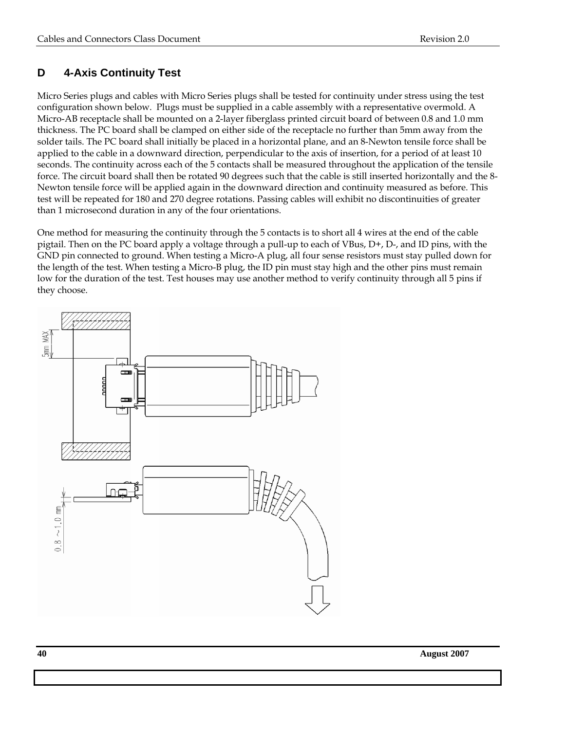## D 4-Axis Continuity Test

Micro Series plugs and cables with Micro Series plugs shall be tested for continuity under stress using the test configuration shown below. Plugs must be supplied in a cable assembly with a representative overmold. A Micro-AB receptacle shall be mounted on a 2-layer fiberglass printed circuit board of between 0.8 and 1.0 mm thickness. The PC board shall be clamped on either side of the receptacle no further than 5mm away from the solder tails. The PC board shall initially be placed in a horizontal plane, and an 8-Newton tensile force shall be applied to the cable in a downward direction, perpendicular to the axis of insertion, for a period of at least 10 seconds. The continuity across each of the 5 contacts shall be measured throughout the application of the tensile force. The circuit board shall then be rotated 90 degrees such that the cable is still inserted horizontally and the 8-Newton tensile force will be applied again in the downward direction and continuity measured as before. This test will be repeated for 180 and 270 degree rotations. Passing cables will exhibit no discontinuities of greater than 1 microsecond duration in any of the four orientations.

One method for measuring the continuity through the 5 contacts is to short all 4 wires at the end of the cable pigtail. Then on the PC board apply a voltage through a pull-up to each of VBus, D+, D-, and ID pins, with the GND pin connected to ground. When testing a Micro-A plug, all four sense resistors must stay pulled down for the length of the test. When testing a Micro-B plug, the ID pin must stay high and the other pins must remain low for the duration of the test. Test houses may use another method to verify continuity through all 5 pins if they choose.

5mm MAX

0.8 ~ 1.0 mm